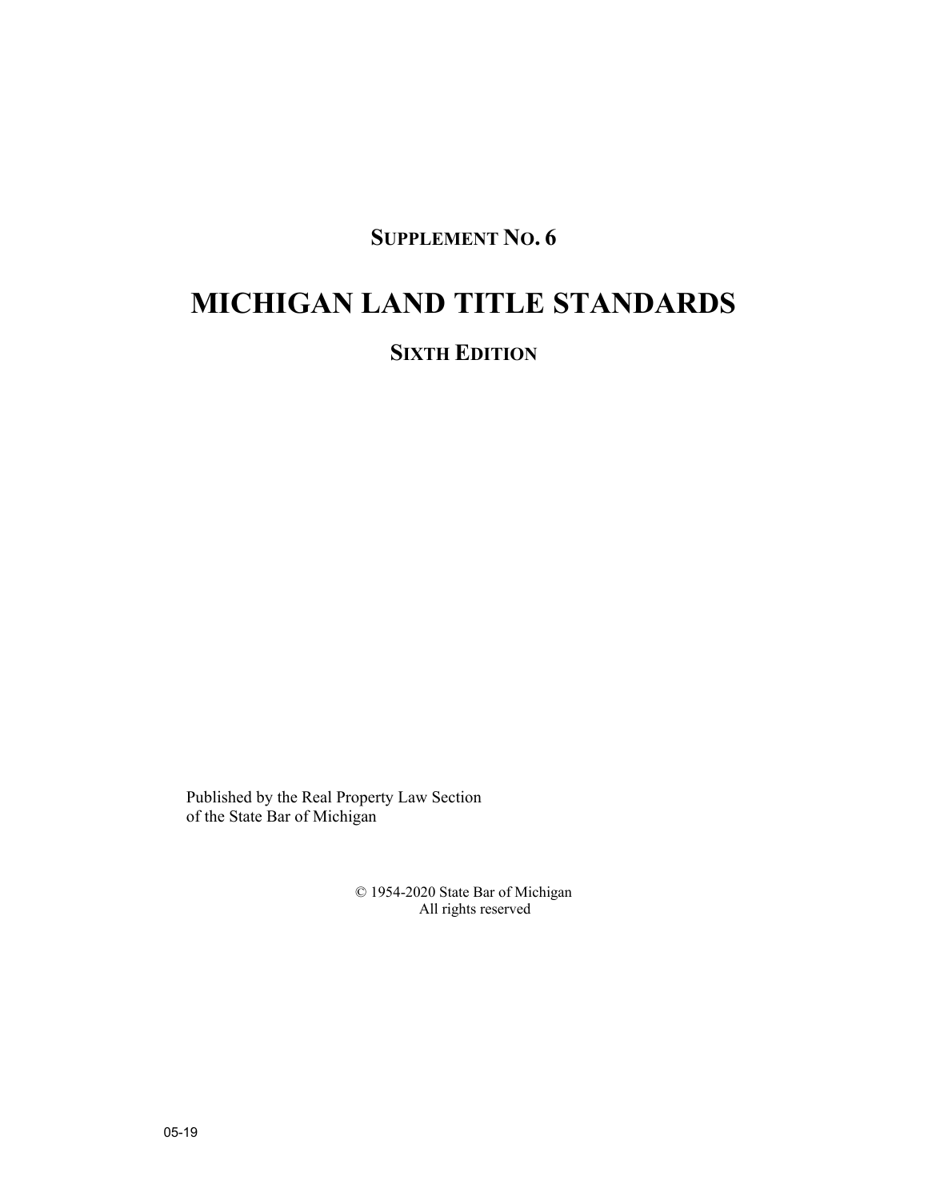## Supplement No. 6

# MICHIGAN LAND TITLE STANDARDS

## Sixth Edition

Published by the Real Property Law Section
of the State Bar of Michigan

© 1954-2020 State Bar of Michigan
All rights reserved

05-19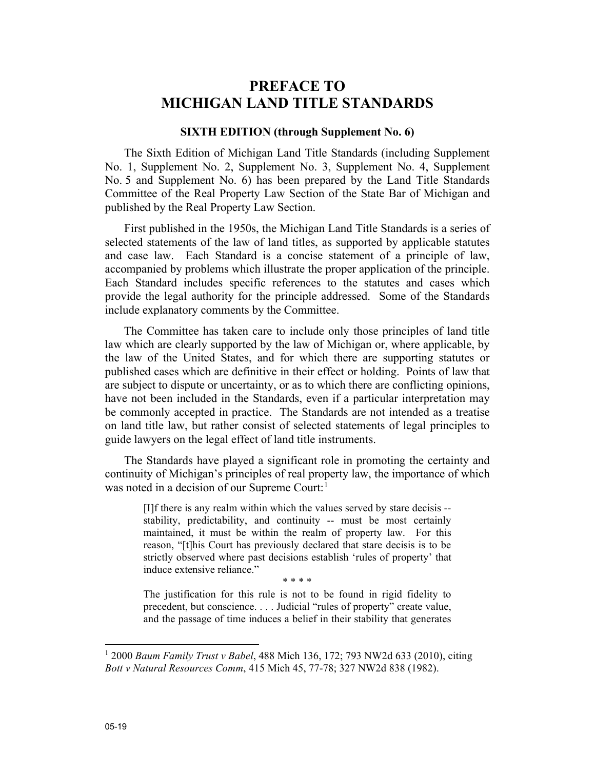# PREFACE TO MICHIGAN LAND TITLE STANDARDS

### SIXTH EDITION (through Supplement No. 6)

The Sixth Edition of Michigan Land Title Standards (including Supplement No. 1, Supplement No. 2, Supplement No. 3, Supplement No. 4, Supplement No. 5 and Supplement No. 6) has been prepared by the Land Title Standards Committee of the Real Property Law Section of the State Bar of Michigan and published by the Real Property Law Section.

First published in the 1950s, the Michigan Land Title Standards is a series of selected statements of the law of land titles, as supported by applicable statutes and case law. Each Standard is a concise statement of a principle of law, accompanied by problems which illustrate the proper application of the principle. Each Standard includes specific references to the statutes and cases which provide the legal authority for the principle addressed. Some of the Standards include explanatory comments by the Committee.

The Committee has taken care to include only those principles of land title law which are clearly supported by the law of Michigan or, where applicable, by the law of the United States, and for which there are supporting statutes or published cases which are definitive in their effect or holding. Points of law that are subject to dispute or uncertainty, or as to which there are conflicting opinions, have not been included in the Standards, even if a particular interpretation may be commonly accepted in practice. The Standards are not intended as a treatise on land title law, but rather consist of selected statements of legal principles to guide lawyers on the legal effect of land title instruments.

The Standards have played a significant role in promoting the certainty and continuity of Michigan's principles of real property law, the importance of which was noted in a decision of our Supreme Court:[1]

> [I]f there is any realm within which the values served by stare decisis -- stability, predictability, and continuity -- must be most certainly maintained, it must be within the realm of property law. For this reason, "[t]his Court has previously declared that stare decisis is to be strictly observed where past decisions establish 'rules of property' that induce extensive reliance."
>
> \* \* \* \*
>
> The justification for this rule is not to be found in rigid fidelity to precedent, but conscience. . . . Judicial "rules of property" create value, and the passage of time induces a belief in their stability that generates

---

[1] 2000 *Baum Family Trust v Babel*, 488 Mich 136, 172; 793 NW2d 633 (2010), citing *Bott v Natural Resources Comm*, 415 Mich 45, 77-78; 327 NW2d 838 (1982).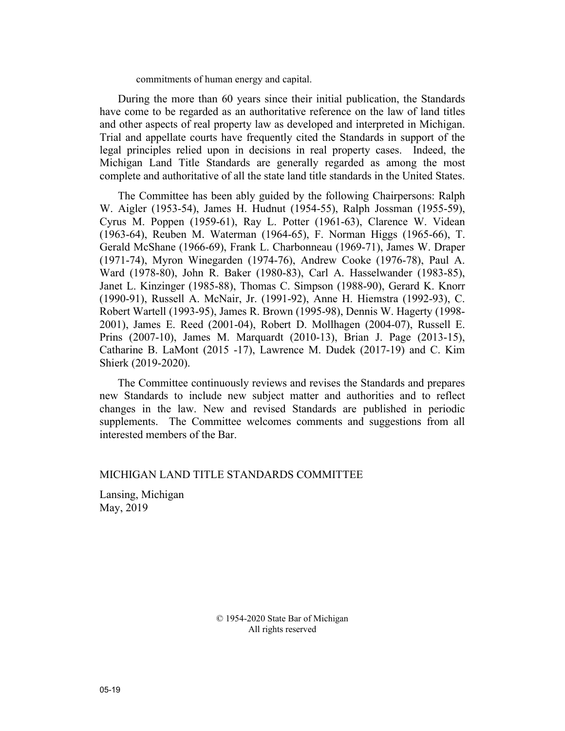commitments of human energy and capital.

During the more than 60 years since their initial publication, the Standards have come to be regarded as an authoritative reference on the law of land titles and other aspects of real property law as developed and interpreted in Michigan. Trial and appellate courts have frequently cited the Standards in support of the legal principles relied upon in decisions in real property cases. Indeed, the Michigan Land Title Standards are generally regarded as among the most complete and authoritative of all the state land title standards in the United States.

The Committee has been ably guided by the following Chairpersons: Ralph W. Aigler (1953-54), James H. Hudnut (1954-55), Ralph Jossman (1955-59), Cyrus M. Poppen (1959-61), Ray L. Potter (1961-63), Clarence W. Videan (1963-64), Reuben M. Waterman (1964-65), F. Norman Higgs (1965-66), T. Gerald McShane (1966-69), Frank L. Charbonneau (1969-71), James W. Draper (1971-74), Myron Winegarden (1974-76), Andrew Cooke (1976-78), Paul A. Ward (1978-80), John R. Baker (1980-83), Carl A. Hasselwander (1983-85), Janet L. Kinzinger (1985-88), Thomas C. Simpson (1988-90), Gerard K. Knorr (1990-91), Russell A. McNair, Jr. (1991-92), Anne H. Hiemstra (1992-93), C. Robert Wartell (1993-95), James R. Brown (1995-98), Dennis W. Hagerty (1998-2001), James E. Reed (2001-04), Robert D. Mollhagen (2004-07), Russell E. Prins (2007-10), James M. Marquardt (2010-13), Brian J. Page (2013-15), Catharine B. LaMont (2015 -17), Lawrence M. Dudek (2017-19) and C. Kim Shierk (2019-2020).

The Committee continuously reviews and revises the Standards and prepares new Standards to include new subject matter and authorities and to reflect changes in the law. New and revised Standards are published in periodic supplements. The Committee welcomes comments and suggestions from all interested members of the Bar.

MICHIGAN LAND TITLE STANDARDS COMMITTEE

Lansing, Michigan
May, 2019

© 1954-2020 State Bar of Michigan
All rights reserved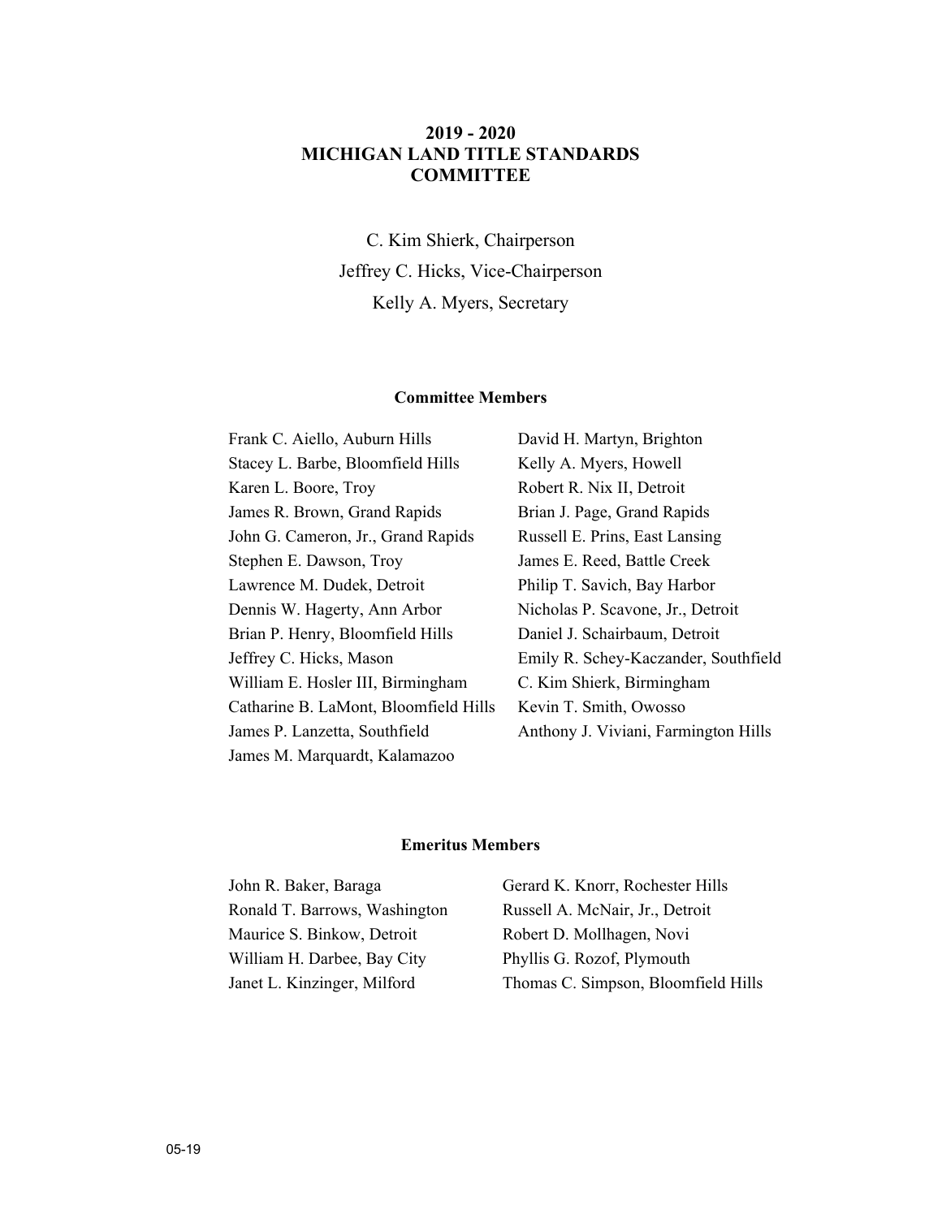# 2019 - 2020
# MICHIGAN LAND TITLE STANDARDS COMMITTEE

C. Kim Shierk, Chairperson

Jeffrey C. Hicks, Vice-Chairperson

Kelly A. Myers, Secretary

## Committee Members

Frank C. Aiello, Auburn Hills
Stacey L. Barbe, Bloomfield Hills
Karen L. Boore, Troy
James R. Brown, Grand Rapids
John G. Cameron, Jr., Grand Rapids
Stephen E. Dawson, Troy
Lawrence M. Dudek, Detroit
Dennis W. Hagerty, Ann Arbor
Brian P. Henry, Bloomfield Hills
Jeffrey C. Hicks, Mason
William E. Hosler III, Birmingham
Catharine B. LaMont, Bloomfield Hills
James P. Lanzetta, Southfield
James M. Marquardt, Kalamazoo
David H. Martyn, Brighton
Kelly A. Myers, Howell
Robert R. Nix II, Detroit
Brian J. Page, Grand Rapids
Russell E. Prins, East Lansing
James E. Reed, Battle Creek
Philip T. Savich, Bay Harbor
Nicholas P. Scavone, Jr., Detroit
Daniel J. Schairbaum, Detroit
Emily R. Schey-Kaczander, Southfield
C. Kim Shierk, Birmingham
Kevin T. Smith, Owosso
Anthony J. Viviani, Farmington Hills

## Emeritus Members

John R. Baker, Baraga
Ronald T. Barrows, Washington
Maurice S. Binkow, Detroit
William H. Darbee, Bay City
Janet L. Kinzinger, Milford
Gerard K. Knorr, Rochester Hills
Russell A. McNair, Jr., Detroit
Robert D. Mollhagen, Novi
Phyllis G. Rozof, Plymouth
Thomas C. Simpson, Bloomfield Hills

05-19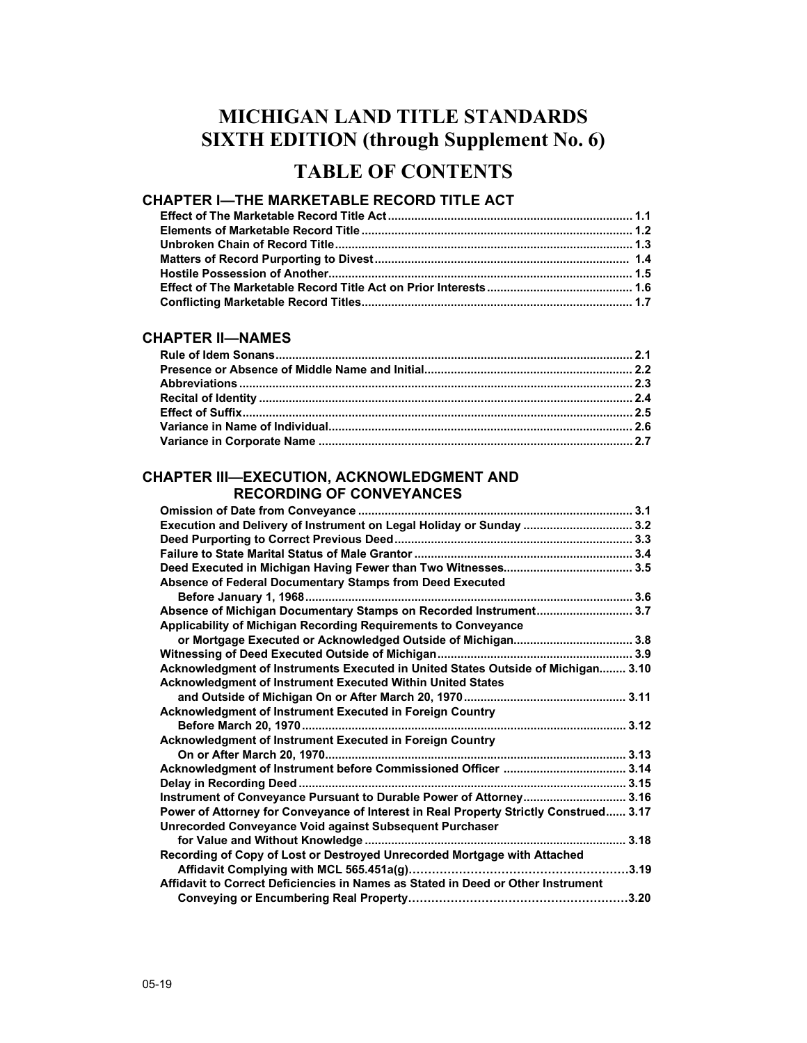# MICHIGAN LAND TITLE STANDARDS
# SIXTH EDITION (through Supplement No. 6)

## TABLE OF CONTENTS

### CHAPTER I—THE MARKETABLE RECORD TITLE ACT

**Effect of The Marketable Record Title Act** ........................................................................ **1.1**
**Elements of Marketable Record Title** ................................................................................ **1.2**
**Unbroken Chain of Record Title** ........................................................................................ **1.3**
**Matters of Record Purporting to Divest** ............................................................................ **1.4**
**Hostile Possession of Another** .......................................................................................... **1.5**
**Effect of The Marketable Record Title Act on Prior Interests** ........................................... **1.6**
**Conflicting Marketable Record Titles** ................................................................................ **1.7**

### CHAPTER II—NAMES

**Rule of Idem Sonans** .......................................................................................................... **2.1**
**Presence or Absence of Middle Name and Initial** ............................................................. **2.2**
**Abbreviations** ..................................................................................................................... **2.3**
**Recital of Identity** ............................................................................................................... **2.4**
**Effect of Suffix** .................................................................................................................... **2.5**
**Variance in Name of Individual** .......................................................................................... **2.6**
**Variance in Corporate Name** ............................................................................................. **2.7**

### CHAPTER III—EXECUTION, ACKNOWLEDGMENT AND RECORDING OF CONVEYANCES

**Omission of Date from Conveyance** .................................................................................. **3.1**
**Execution and Delivery of Instrument on Legal Holiday or Sunday** ................................ **3.2**
**Deed Purporting to Correct Previous Deed** ....................................................................... **3.3**
**Failure to State Marital Status of Male Grantor** ................................................................. **3.4**
**Deed Executed in Michigan Having Fewer than Two Witnesses** ...................................... **3.5**
**Absence of Federal Documentary Stamps from Deed Executed Before January 1, 1968** ................................................................................................. **3.6**
**Absence of Michigan Documentary Stamps on Recorded Instrument** ............................ **3.7**
**Applicability of Michigan Recording Requirements to Conveyance or Mortgage Executed or Acknowledged Outside of Michigan** ................................... **3.8**
**Witnessing of Deed Executed Outside of Michigan** .......................................................... **3.9**
**Acknowledgment of Instruments Executed in United States Outside of Michigan** ........ **3.10**
**Acknowledgment of Instrument Executed Within United States and Outside of Michigan On or After March 20, 1970** ................................................ **3.11**
**Acknowledgment of Instrument Executed in Foreign Country Before March 20, 1970** ................................................................................................. **3.12**
**Acknowledgment of Instrument Executed in Foreign Country On or After March 20, 1970** ......................................................................................... **3.13**
**Acknowledgment of Instrument before Commissioned Officer** .................................... **3.14**
**Delay in Recording Deed** ................................................................................................. **3.15**
**Instrument of Conveyance Pursuant to Durable Power of Attorney** .............................. **3.16**
**Power of Attorney for Conveyance of Interest in Real Property Strictly Construed** ...... **3.17**
**Unrecorded Conveyance Void against Subsequent Purchaser for Value and Without Knowledge** ............................................................................. **3.18**
**Recording of Copy of Lost or Destroyed Unrecorded Mortgage with Attached Affidavit Complying with MCL 565.451a(g)** ....................................................... **3.19**
**Affidavit to Correct Deficiencies in Names as Stated in Deed or Other Instrument Conveying or Encumbering Real Property** ....................................................... **3.20**

05-19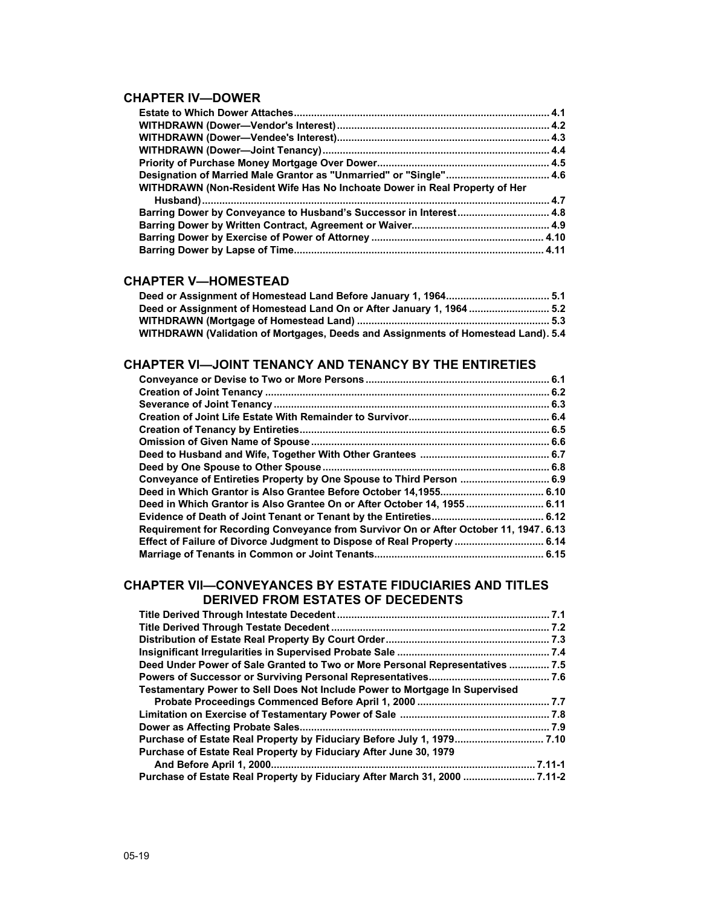## CHAPTER IV—DOWER

**Estate to Which Dower Attaches........................................................................................ 4.1**
**WITHDRAWN (Dower—Vendor's Interest)......................................................................... 4.2**
**WITHDRAWN (Dower—Vendee's Interest)......................................................................... 4.3**
**WITHDRAWN (Dower—Joint Tenancy)............................................................................. 4.4**
**Priority of Purchase Money Mortgage Over Dower............................................................ 4.5**
**Designation of Married Male Grantor as "Unmarried" or "Single".................................... 4.6**
**WITHDRAWN (Non-Resident Wife Has No Inchoate Dower in Real Property of Her Husband)........................................................................................................................ 4.7**
**Barring Dower by Conveyance to Husband's Successor in Interest................................ 4.8**
**Barring Dower by Written Contract, Agreement or Waiver................................................ 4.9**
**Barring Dower by Exercise of Power of Attorney ............................................................ 4.10**
**Barring Dower by Lapse of Time...................................................................................... 4.11**

## CHAPTER V—HOMESTEAD

**Deed or Assignment of Homestead Land Before January 1, 1964.................................... 5.1**
**Deed or Assignment of Homestead Land On or After January 1, 1964 ............................ 5.2**
**WITHDRAWN (Mortgage of Homestead Land) .................................................................. 5.3**
**WITHDRAWN (Validation of Mortgages, Deeds and Assignments of Homestead Land). 5.4**

## CHAPTER VI—JOINT TENANCY AND TENANCY BY THE ENTIRETIES

**Conveyance or Devise to Two or More Persons ................................................................ 6.1**
**Creation of Joint Tenancy .................................................................................................. 6.2**
**Severance of Joint Tenancy ............................................................................................... 6.3**
**Creation of Joint Life Estate With Remainder to Survivor................................................. 6.4**
**Creation of Tenancy by Entireties...................................................................................... 6.5**
**Omission of Given Name of Spouse .................................................................................. 6.6**
**Deed to Husband and Wife, Together With Other Grantees ............................................. 6.7**
**Deed by One Spouse to Other Spouse .............................................................................. 6.8**
**Conveyance of Entireties Property by One Spouse to Third Person ............................... 6.9**
**Deed in Which Grantor is Also Grantee Before October 14,1955.................................... 6.10**
**Deed in Which Grantor is Also Grantee On or After October 14, 1955 ........................... 6.11**
**Evidence of Death of Joint Tenant or Tenant by the Entireties....................................... 6.12**
**Requirement for Recording Conveyance from Survivor On or After October 11, 1947. 6.13**
**Effect of Failure of Divorce Judgment to Dispose of Real Property ............................... 6.14**
**Marriage of Tenants in Common or Joint Tenants........................................................... 6.15**

## CHAPTER VII—CONVEYANCES BY ESTATE FIDUCIARIES AND TITLES DERIVED FROM ESTATES OF DECEDENTS

**Title Derived Through Intestate Decedent .......................................................................... 7.1**
**Title Derived Through Testate Decedent ............................................................................ 7.2**
**Distribution of Estate Real Property By Court Order......................................................... 7.3**
**Insignificant Irregularities in Supervised Probate Sale ..................................................... 7.4**
**Deed Under Power of Sale Granted to Two or More Personal Representatives .............. 7.5**
**Powers of Successor or Surviving Personal Representatives.......................................... 7.6**
**Testamentary Power to Sell Does Not Include Power to Mortgage In Supervised Probate Proceedings Commenced Before April 1, 2000 .............................................. 7.7**
**Limitation on Exercise of Testamentary Power of Sale .................................................... 7.8**
**Dower as Affecting Probate Sales...................................................................................... 7.9**
**Purchase of Estate Real Property by Fiduciary Before July 1, 1979............................... 7.10**
**Purchase of Estate Real Property by Fiduciary After June 30, 1979 And Before April 1, 2000........................................................................................... 7.11-1**
**Purchase of Estate Real Property by Fiduciary After March 31, 2000 ......................... 7.11-2**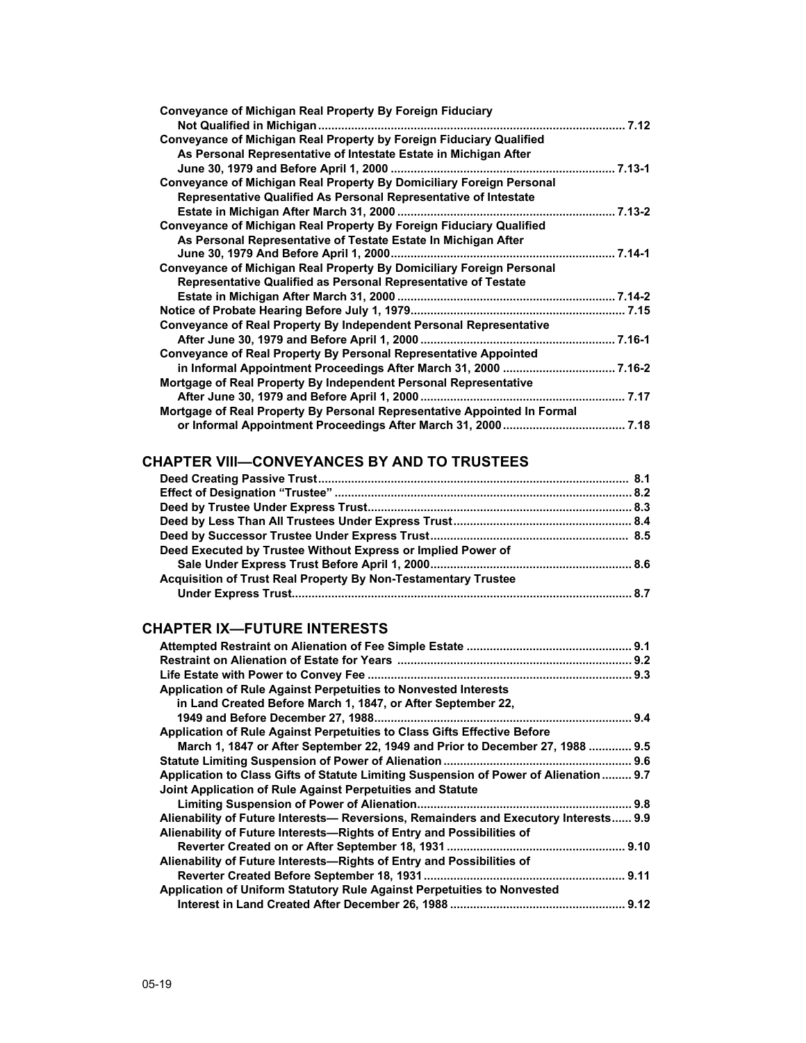**Conveyance of Michigan Real Property By Foreign Fiduciary Not Qualified in Michigan** ... 7.12

**Conveyance of Michigan Real Property by Foreign Fiduciary Qualified As Personal Representative of Intestate Estate in Michigan After June 30, 1979 and Before April 1, 2000** ... 7.13-1

**Conveyance of Michigan Real Property By Domiciliary Foreign Personal Representative Qualified As Personal Representative of Intestate Estate in Michigan After March 31, 2000** ... 7.13-2

**Conveyance of Michigan Real Property By Foreign Fiduciary Qualified As Personal Representative of Testate Estate In Michigan After June 30, 1979 And Before April 1, 2000** ... 7.14-1

**Conveyance of Michigan Real Property By Domiciliary Foreign Personal Representative Qualified as Personal Representative of Testate Estate in Michigan After March 31, 2000** ... 7.14-2

**Notice of Probate Hearing Before July 1, 1979** ... 7.15

**Conveyance of Real Property By Independent Personal Representative After June 30, 1979 and Before April 1, 2000** ... 7.16-1

**Conveyance of Real Property By Personal Representative Appointed in Informal Appointment Proceedings After March 31, 2000** ... 7.16-2

**Mortgage of Real Property By Independent Personal Representative After June 30, 1979 and Before April 1, 2000** ... 7.17

**Mortgage of Real Property By Personal Representative Appointed In Formal or Informal Appointment Proceedings After March 31, 2000** ... 7.18

## CHAPTER VIII—CONVEYANCES BY AND TO TRUSTEES

**Deed Creating Passive Trust** ... 8.1

**Effect of Designation "Trustee"** ... 8.2

**Deed by Trustee Under Express Trust** ... 8.3

**Deed by Less Than All Trustees Under Express Trust** ... 8.4

**Deed by Successor Trustee Under Express Trust** ... 8.5

**Deed Executed by Trustee Without Express or Implied Power of Sale Under Express Trust Before April 1, 2000** ... 8.6

**Acquisition of Trust Real Property By Non-Testamentary Trustee Under Express Trust** ... 8.7

## CHAPTER IX—FUTURE INTERESTS

**Attempted Restraint on Alienation of Fee Simple Estate** ... 9.1

**Restraint on Alienation of Estate for Years** ... 9.2

**Life Estate with Power to Convey Fee** ... 9.3

**Application of Rule Against Perpetuities to Nonvested Interests in Land Created Before March 1, 1847, or After September 22, 1949 and Before December 27, 1988** ... 9.4

**Application of Rule Against Perpetuities to Class Gifts Effective Before March 1, 1847 or After September 22, 1949 and Prior to December 27, 1988** ... 9.5

**Statute Limiting Suspension of Power of Alienation** ... 9.6

**Application to Class Gifts of Statute Limiting Suspension of Power of Alienation** ... 9.7

**Joint Application of Rule Against Perpetuities and Statute Limiting Suspension of Power of Alienation** ... 9.8

**Alienability of Future Interests— Reversions, Remainders and Executory Interests** ... 9.9

**Alienability of Future Interests—Rights of Entry and Possibilities of Reverter Created on or After September 18, 1931** ... 9.10

**Alienability of Future Interests—Rights of Entry and Possibilities of Reverter Created Before September 18, 1931** ... 9.11

**Application of Uniform Statutory Rule Against Perpetuities to Nonvested Interest in Land Created After December 26, 1988** ... 9.12

05-19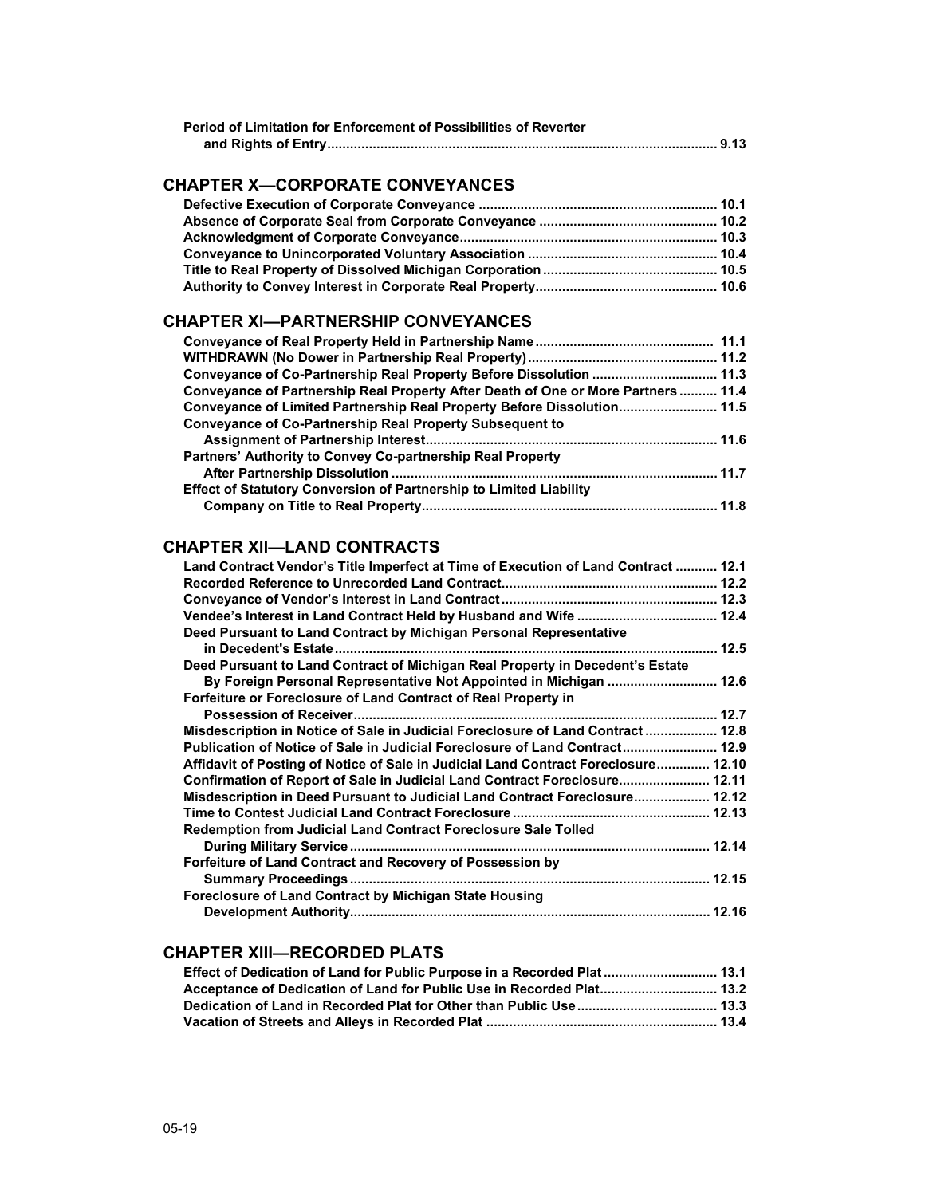**Period of Limitation for Enforcement of Possibilities of Reverter and Rights of Entry** ..... **9.13**

## CHAPTER X—CORPORATE CONVEYANCES

**Defective Execution of Corporate Conveyance** ..... **10.1**
**Absence of Corporate Seal from Corporate Conveyance** ..... **10.2**
**Acknowledgment of Corporate Conveyance** ..... **10.3**
**Conveyance to Unincorporated Voluntary Association** ..... **10.4**
**Title to Real Property of Dissolved Michigan Corporation** ..... **10.5**
**Authority to Convey Interest in Corporate Real Property** ..... **10.6**

## CHAPTER XI—PARTNERSHIP CONVEYANCES

**Conveyance of Real Property Held in Partnership Name** ..... **11.1**
**WITHDRAWN (No Dower in Partnership Real Property)** ..... **11.2**
**Conveyance of Co-Partnership Real Property Before Dissolution** ..... **11.3**
**Conveyance of Partnership Real Property After Death of One or More Partners** ..... **11.4**
**Conveyance of Limited Partnership Real Property Before Dissolution** ..... **11.5**
**Conveyance of Co-Partnership Real Property Subsequent to Assignment of Partnership Interest** ..... **11.6**
**Partners' Authority to Convey Co-partnership Real Property After Partnership Dissolution** ..... **11.7**
**Effect of Statutory Conversion of Partnership to Limited Liability Company on Title to Real Property** ..... **11.8**

## CHAPTER XII—LAND CONTRACTS

**Land Contract Vendor's Title Imperfect at Time of Execution of Land Contract** ..... **12.1**
**Recorded Reference to Unrecorded Land Contract** ..... **12.2**
**Conveyance of Vendor's Interest in Land Contract** ..... **12.3**
**Vendee's Interest in Land Contract Held by Husband and Wife** ..... **12.4**
**Deed Pursuant to Land Contract by Michigan Personal Representative in Decedent's Estate** ..... **12.5**
**Deed Pursuant to Land Contract of Michigan Real Property in Decedent's Estate By Foreign Personal Representative Not Appointed in Michigan** ..... **12.6**
**Forfeiture or Foreclosure of Land Contract of Real Property in Possession of Receiver** ..... **12.7**
**Misdescription in Notice of Sale in Judicial Foreclosure of Land Contract** ..... **12.8**
**Publication of Notice of Sale in Judicial Foreclosure of Land Contract** ..... **12.9**
**Affidavit of Posting of Notice of Sale in Judicial Land Contract Foreclosure** ..... **12.10**
**Confirmation of Report of Sale in Judicial Land Contract Foreclosure** ..... **12.11**
**Misdescription in Deed Pursuant to Judicial Land Contract Foreclosure** ..... **12.12**
**Time to Contest Judicial Land Contract Foreclosure** ..... **12.13**
**Redemption from Judicial Land Contract Foreclosure Sale Tolled During Military Service** ..... **12.14**
**Forfeiture of Land Contract and Recovery of Possession by Summary Proceedings** ..... **12.15**
**Foreclosure of Land Contract by Michigan State Housing Development Authority** ..... **12.16**

## CHAPTER XIII—RECORDED PLATS

**Effect of Dedication of Land for Public Purpose in a Recorded Plat** ..... **13.1**
**Acceptance of Dedication of Land for Public Use in Recorded Plat** ..... **13.2**
**Dedication of Land in Recorded Plat for Other than Public Use** ..... **13.3**
**Vacation of Streets and Alleys in Recorded Plat** ..... **13.4**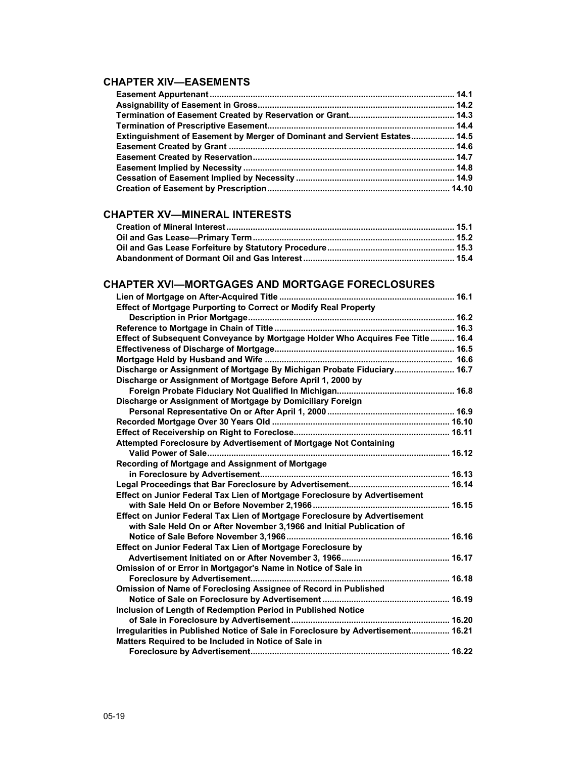## CHAPTER XIV—EASEMENTS

**Easement Appurtenant** ..... 14.1
**Assignability of Easement in Gross** ..... 14.2
**Termination of Easement Created by Reservation or Grant** ..... 14.3
**Termination of Prescriptive Easement** ..... 14.4
**Extinguishment of Easement by Merger of Dominant and Servient Estates** ..... 14.5
**Easement Created by Grant** ..... 14.6
**Easement Created by Reservation** ..... 14.7
**Easement Implied by Necessity** ..... 14.8
**Cessation of Easement Implied by Necessity** ..... 14.9
**Creation of Easement by Prescription** ..... 14.10

## CHAPTER XV—MINERAL INTERESTS

**Creation of Mineral Interest** ..... 15.1
**Oil and Gas Lease—Primary Term** ..... 15.2
**Oil and Gas Lease Forfeiture by Statutory Procedure** ..... 15.3
**Abandonment of Dormant Oil and Gas Interest** ..... 15.4

## CHAPTER XVI—MORTGAGES AND MORTGAGE FORECLOSURES

**Lien of Mortgage on After-Acquired Title** ..... 16.1
**Effect of Mortgage Purporting to Correct or Modify Real Property Description in Prior Mortgage** ..... 16.2
**Reference to Mortgage in Chain of Title** ..... 16.3
**Effect of Subsequent Conveyance by Mortgage Holder Who Acquires Fee Title** ..... 16.4
**Effectiveness of Discharge of Mortgage** ..... 16.5
**Mortgage Held by Husband and Wife** ..... 16.6
**Discharge or Assignment of Mortgage By Michigan Probate Fiduciary** ..... 16.7
**Discharge or Assignment of Mortgage Before April 1, 2000 by Foreign Probate Fiduciary Not Qualified In Michigan** ..... 16.8
**Discharge or Assignment of Mortgage by Domiciliary Foreign Personal Representative On or After April 1, 2000** ..... 16.9
**Recorded Mortgage Over 30 Years Old** ..... 16.10
**Effect of Receivership on Right to Foreclose** ..... 16.11
**Attempted Foreclosure by Advertisement of Mortgage Not Containing Valid Power of Sale** ..... 16.12
**Recording of Mortgage and Assignment of Mortgage in Foreclosure by Advertisement** ..... 16.13
**Legal Proceedings that Bar Foreclosure by Advertisement** ..... 16.14
**Effect on Junior Federal Tax Lien of Mortgage Foreclosure by Advertisement with Sale Held On or Before November 2,1966** ..... 16.15
**Effect on Junior Federal Tax Lien of Mortgage Foreclosure by Advertisement with Sale Held On or After November 3,1966 and Initial Publication of Notice of Sale Before November 3,1966** ..... 16.16
**Effect on Junior Federal Tax Lien of Mortgage Foreclosure by Advertisement Initiated on or After November 3, 1966** ..... 16.17
**Omission of or Error in Mortgagor's Name in Notice of Sale in Foreclosure by Advertisement** ..... 16.18
**Omission of Name of Foreclosing Assignee of Record in Published Notice of Sale on Foreclosure by Advertisement** ..... 16.19
**Inclusion of Length of Redemption Period in Published Notice of Sale in Foreclosure by Advertisement** ..... 16.20
**Irregularities in Published Notice of Sale in Foreclosure by Advertisement** ..... 16.21
**Matters Required to be Included in Notice of Sale in Foreclosure by Advertisement** ..... 16.22

05-19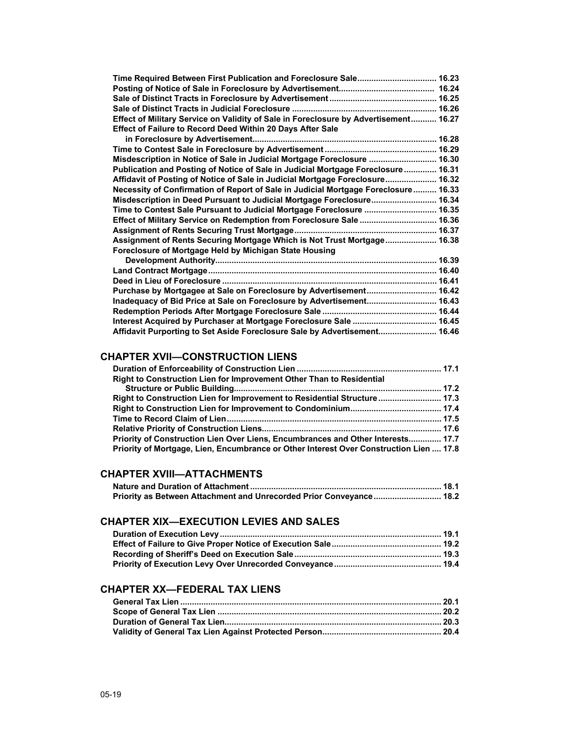**Time Required Between First Publication and Foreclosure Sale** ..... 16.23
**Posting of Notice of Sale in Foreclosure by Advertisement** ..... 16.24
**Sale of Distinct Tracts in Foreclosure by Advertisement** ..... 16.25
**Sale of Distinct Tracts in Judicial Foreclosure** ..... 16.26
**Effect of Military Service on Validity of Sale in Foreclosure by Advertisement** ..... 16.27
**Effect of Failure to Record Deed Within 20 Days After Sale in Foreclosure by Advertisement** ..... 16.28
**Time to Contest Sale in Foreclosure by Advertisement** ..... 16.29
**Misdescription in Notice of Sale in Judicial Mortgage Foreclosure** ..... 16.30
**Publication and Posting of Notice of Sale in Judicial Mortgage Foreclosure** ..... 16.31
**Affidavit of Posting of Notice of Sale in Judicial Mortgage Foreclosure** ..... 16.32
**Necessity of Confirmation of Report of Sale in Judicial Mortgage Foreclosure** ..... 16.33
**Misdescription in Deed Pursuant to Judicial Mortgage Foreclosure** ..... 16.34
**Time to Contest Sale Pursuant to Judicial Mortgage Foreclosure** ..... 16.35
**Effect of Military Service on Redemption from Foreclosure Sale** ..... 16.36
**Assignment of Rents Securing Trust Mortgage** ..... 16.37
**Assignment of Rents Securing Mortgage Which is Not Trust Mortgage** ..... 16.38
**Foreclosure of Mortgage Held by Michigan State Housing Development Authority** ..... 16.39
**Land Contract Mortgage** ..... 16.40
**Deed in Lieu of Foreclosure** ..... 16.41
**Purchase by Mortgagee at Sale on Foreclosure by Advertisement** ..... 16.42
**Inadequacy of Bid Price at Sale on Foreclosure by Advertisement** ..... 16.43
**Redemption Periods After Mortgage Foreclosure Sale** ..... 16.44
**Interest Acquired by Purchaser at Mortgage Foreclosure Sale** ..... 16.45
**Affidavit Purporting to Set Aside Foreclosure Sale by Advertisement** ..... 16.46

## CHAPTER XVII—CONSTRUCTION LIENS

**Duration of Enforceability of Construction Lien** ..... 17.1
**Right to Construction Lien for Improvement Other Than to Residential Structure or Public Building** ..... 17.2
**Right to Construction Lien for Improvement to Residential Structure** ..... 17.3
**Right to Construction Lien for Improvement to Condominium** ..... 17.4
**Time to Record Claim of Lien** ..... 17.5
**Relative Priority of Construction Liens** ..... 17.6
**Priority of Construction Lien Over Liens, Encumbrances and Other Interests** ..... 17.7
**Priority of Mortgage, Lien, Encumbrance or Other Interest Over Construction Lien** ..... 17.8

## CHAPTER XVIII—ATTACHMENTS

**Nature and Duration of Attachment** ..... 18.1
**Priority as Between Attachment and Unrecorded Prior Conveyance** ..... 18.2

## CHAPTER XIX—EXECUTION LEVIES AND SALES

**Duration of Execution Levy** ..... 19.1
**Effect of Failure to Give Proper Notice of Execution Sale** ..... 19.2
**Recording of Sheriff's Deed on Execution Sale** ..... 19.3
**Priority of Execution Levy Over Unrecorded Conveyance** ..... 19.4

## CHAPTER XX—FEDERAL TAX LIENS

**General Tax Lien** ..... 20.1
**Scope of General Tax Lien** ..... 20.2
**Duration of General Tax Lien** ..... 20.3
**Validity of General Tax Lien Against Protected Person** ..... 20.4

05-19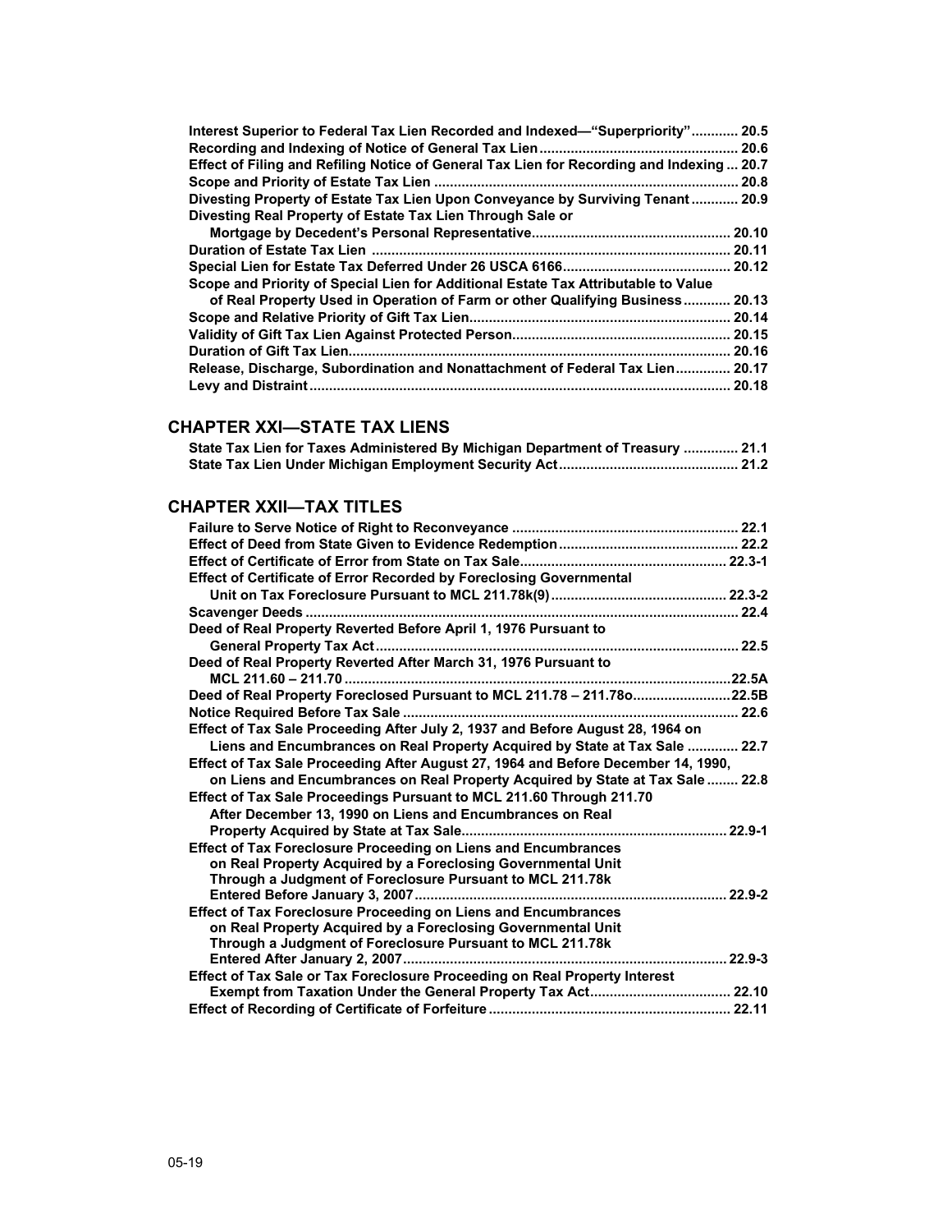Interest Superior to Federal Tax Lien Recorded and Indexed—"Superpriority" ............ 20.5
Recording and Indexing of Notice of General Tax Lien .................................................. 20.6
Effect of Filing and Refiling Notice of General Tax Lien for Recording and Indexing ... 20.7
Scope and Priority of Estate Tax Lien ............................................................................. 20.8
Divesting Property of Estate Tax Lien Upon Conveyance by Surviving Tenant ............ 20.9
Divesting Real Property of Estate Tax Lien Through Sale or
Mortgage by Decedent's Personal Representative .................................................. 20.10
Duration of Estate Tax Lien ........................................................................................... 20.11
Special Lien for Estate Tax Deferred Under 26 USCA 6166 .......................................... 20.12
Scope and Priority of Special Lien for Additional Estate Tax Attributable to Value
of Real Property Used in Operation of Farm or other Qualifying Business ............ 20.13
Scope and Relative Priority of Gift Tax Lien .................................................................. 20.14
Validity of Gift Tax Lien Against Protected Person ....................................................... 20.15
Duration of Gift Tax Lien ................................................................................................. 20.16
Release, Discharge, Subordination and Nonattachment of Federal Tax Lien .............. 20.17
Levy and Distraint ........................................................................................................... 20.18

## CHAPTER XXI—STATE TAX LIENS

State Tax Lien for Taxes Administered By Michigan Department of Treasury .............. 21.1
State Tax Lien Under Michigan Employment Security Act ............................................. 21.2

## CHAPTER XXII—TAX TITLES

Failure to Serve Notice of Right to Reconveyance .......................................................... 22.1
Effect of Deed from State Given to Evidence Redemption ............................................. 22.2
Effect of Certificate of Error from State on Tax Sale .................................................... 22.3-1
Effect of Certificate of Error Recorded by Foreclosing Governmental
Unit on Tax Foreclosure Pursuant to MCL 211.78k(9) ............................................ 22.3-2
Scavenger Deeds ............................................................................................................. 22.4
Deed of Real Property Reverted Before April 1, 1976 Pursuant to
General Property Tax Act ........................................................................................... 22.5
Deed of Real Property Reverted After March 31, 1976 Pursuant to
MCL 211.60 – 211.70 .................................................................................................22.5A
Deed of Real Property Foreclosed Pursuant to MCL 211.78 – 211.78o .........................22.5B
Notice Required Before Tax Sale ..................................................................................... 22.6
Effect of Tax Sale Proceeding After July 2, 1937 and Before August 28, 1964 on
Liens and Encumbrances on Real Property Acquired by State at Tax Sale ............. 22.7
Effect of Tax Sale Proceeding After August 27, 1964 and Before December 14, 1990,
on Liens and Encumbrances on Real Property Acquired by State at Tax Sale ........ 22.8
Effect of Tax Sale Proceedings Pursuant to MCL 211.60 Through 211.70
After December 13, 1990 on Liens and Encumbrances on Real
Property Acquired by State at Tax Sale ................................................................... 22.9-1
Effect of Tax Foreclosure Proceeding on Liens and Encumbrances
on Real Property Acquired by a Foreclosing Governmental Unit
Through a Judgment of Foreclosure Pursuant to MCL 211.78k
Entered Before January 3, 2007 ............................................................................... 22.9-2
Effect of Tax Foreclosure Proceeding on Liens and Encumbrances
on Real Property Acquired by a Foreclosing Governmental Unit
Through a Judgment of Foreclosure Pursuant to MCL 211.78k
Entered After January 2, 2007 .................................................................................. 22.9-3
Effect of Tax Sale or Tax Foreclosure Proceeding on Real Property Interest
Exempt from Taxation Under the General Property Tax Act .................................... 22.10
Effect of Recording of Certificate of Forfeiture ............................................................. 22.11

05-19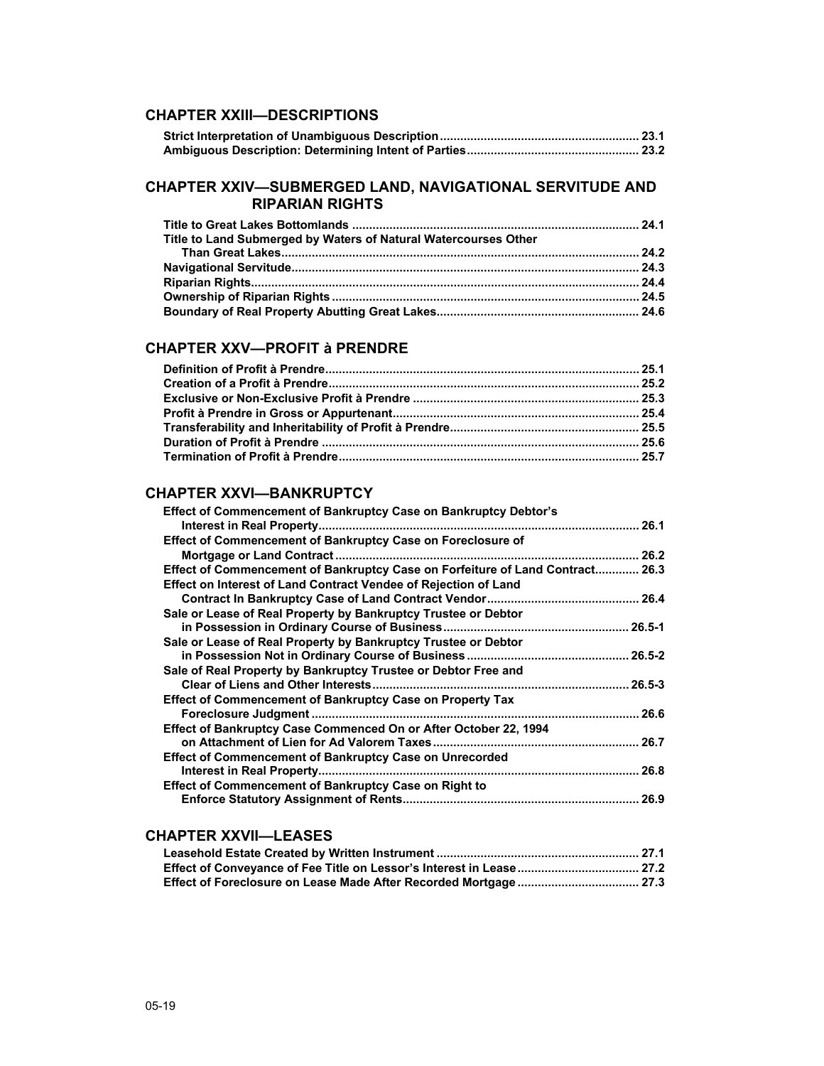## CHAPTER XXIII—DESCRIPTIONS

**Strict Interpretation of Unambiguous Description** ........ **23.1**
**Ambiguous Description: Determining Intent of Parties** ........ **23.2**

## CHAPTER XXIV—SUBMERGED LAND, NAVIGATIONAL SERVITUDE AND RIPARIAN RIGHTS

**Title to Great Lakes Bottomlands** ........ **24.1**
**Title to Land Submerged by Waters of Natural Watercourses Other Than Great Lakes** ........ **24.2**
**Navigational Servitude** ........ **24.3**
**Riparian Rights** ........ **24.4**
**Ownership of Riparian Rights** ........ **24.5**
**Boundary of Real Property Abutting Great Lakes** ........ **24.6**

## CHAPTER XXV—PROFIT à PRENDRE

**Definition of Profit à Prendre** ........ **25.1**
**Creation of a Profit à Prendre** ........ **25.2**
**Exclusive or Non-Exclusive Profit à Prendre** ........ **25.3**
**Profit à Prendre in Gross or Appurtenant** ........ **25.4**
**Transferability and Inheritability of Profit à Prendre** ........ **25.5**
**Duration of Profit à Prendre** ........ **25.6**
**Termination of Profit à Prendre** ........ **25.7**

## CHAPTER XXVI—BANKRUPTCY

**Effect of Commencement of Bankruptcy Case on Bankruptcy Debtor's Interest in Real Property** ........ **26.1**
**Effect of Commencement of Bankruptcy Case on Foreclosure of Mortgage or Land Contract** ........ **26.2**
**Effect of Commencement of Bankruptcy Case on Forfeiture of Land Contract** ........ **26.3**
**Effect on Interest of Land Contract Vendee of Rejection of Land Contract In Bankruptcy Case of Land Contract Vendor** ........ **26.4**
**Sale or Lease of Real Property by Bankruptcy Trustee or Debtor in Possession in Ordinary Course of Business** ........ **26.5-1**
**Sale or Lease of Real Property by Bankruptcy Trustee or Debtor in Possession Not in Ordinary Course of Business** ........ **26.5-2**
**Sale of Real Property by Bankruptcy Trustee or Debtor Free and Clear of Liens and Other Interests** ........ **26.5-3**
**Effect of Commencement of Bankruptcy Case on Property Tax Foreclosure Judgment** ........ **26.6**
**Effect of Bankruptcy Case Commenced On or After October 22, 1994 on Attachment of Lien for Ad Valorem Taxes** ........ **26.7**
**Effect of Commencement of Bankruptcy Case on Unrecorded Interest in Real Property** ........ **26.8**
**Effect of Commencement of Bankruptcy Case on Right to Enforce Statutory Assignment of Rents** ........ **26.9**

## CHAPTER XXVII—LEASES

**Leasehold Estate Created by Written Instrument** ........ **27.1**
**Effect of Conveyance of Fee Title on Lessor's Interest in Lease** ........ **27.2**
**Effect of Foreclosure on Lease Made After Recorded Mortgage** ........ **27.3**

05-19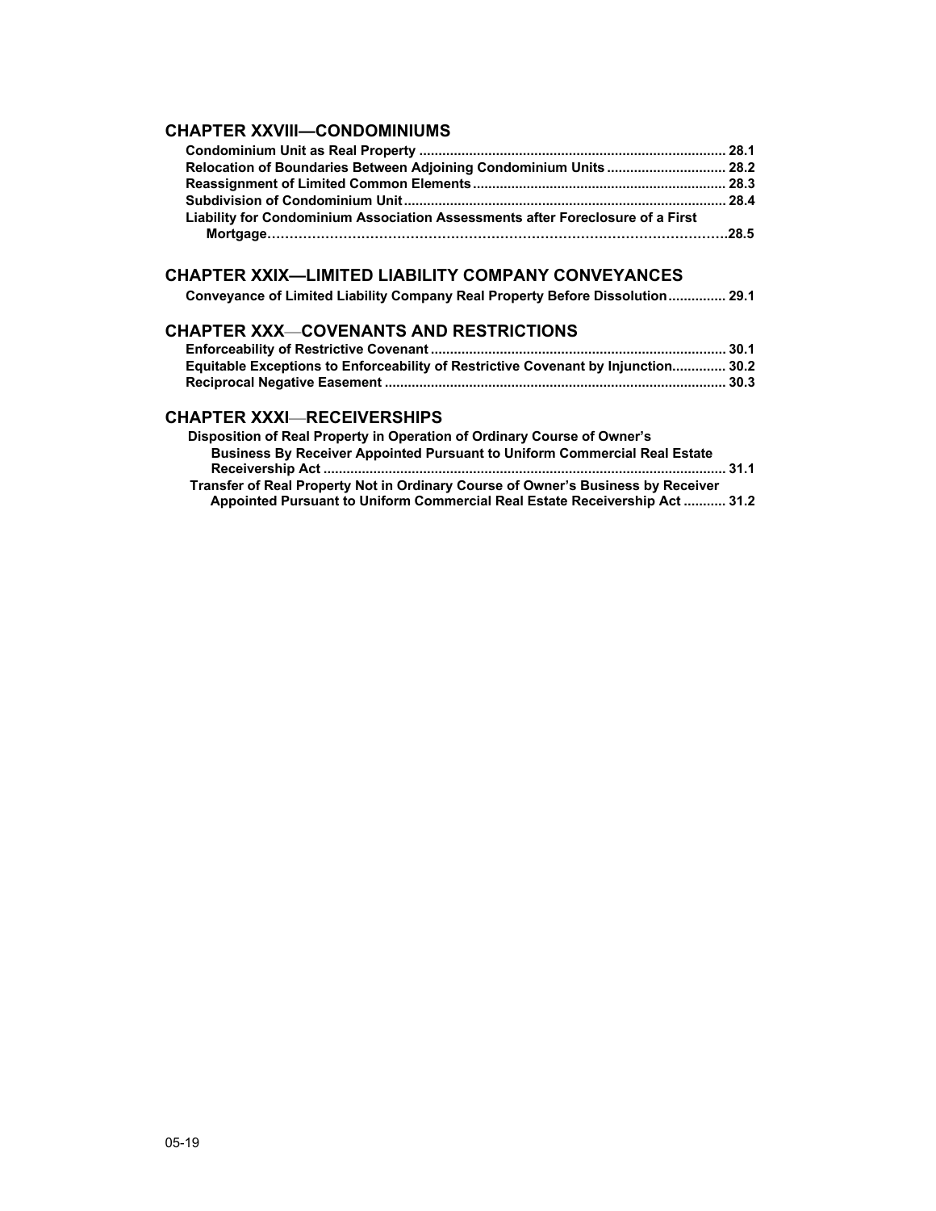## CHAPTER XXVIII—CONDOMINIUMS

**Condominium Unit as Real Property** ............................................................................... **28.1**
**Relocation of Boundaries Between Adjoining Condominium Units** ............................... **28.2**
**Reassignment of Limited Common Elements** .................................................................. **28.3**
**Subdivision of Condominium Unit** .................................................................................... **28.4**
**Liability for Condominium Association Assessments after Foreclosure of a First Mortgage**……………………………………………………………………………………………**28.5**

## CHAPTER XXIX—LIMITED LIABILITY COMPANY CONVEYANCES

**Conveyance of Limited Liability Company Real Property Before Dissolution** ............... **29.1**

## CHAPTER XXX—COVENANTS AND RESTRICTIONS

**Enforceability of Restrictive Covenant** ............................................................................ **30.1**
**Equitable Exceptions to Enforceability of Restrictive Covenant by Injunction** .............. **30.2**
**Reciprocal Negative Easement** ........................................................................................ **30.3**

## CHAPTER XXXI—RECEIVERSHIPS

**Disposition of Real Property in Operation of Ordinary Course of Owner's Business By Receiver Appointed Pursuant to Uniform Commercial Real Estate Receivership Act** ......................................................................................................... **31.1**
**Transfer of Real Property Not in Ordinary Course of Owner's Business by Receiver Appointed Pursuant to Uniform Commercial Real Estate Receivership Act** ........... **31.2**

05-19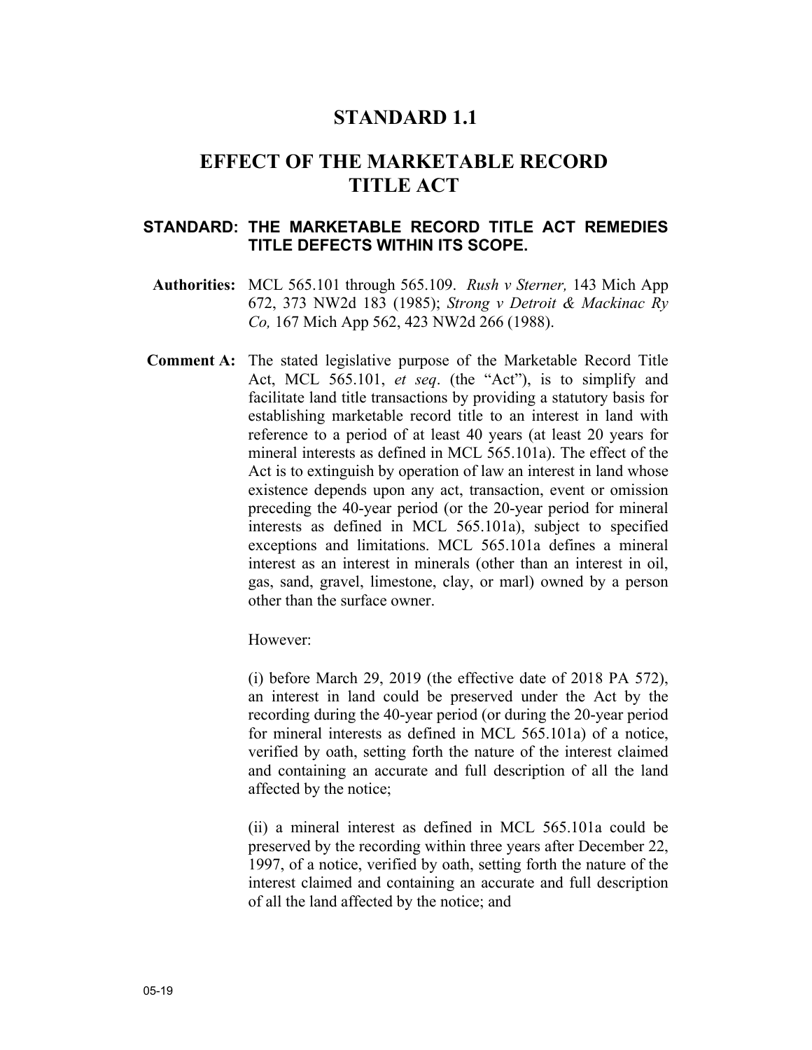# STANDARD 1.1

# EFFECT OF THE MARKETABLE RECORD TITLE ACT

**STANDARD: THE MARKETABLE RECORD TITLE ACT REMEDIES TITLE DEFECTS WITHIN ITS SCOPE.**

**Authorities:** MCL 565.101 through 565.109. *Rush v Sterner,* 143 Mich App 672, 373 NW2d 183 (1985); *Strong v Detroit & Mackinac Ry Co,* 167 Mich App 562, 423 NW2d 266 (1988).

**Comment A:** The stated legislative purpose of the Marketable Record Title Act, MCL 565.101, *et seq*. (the "Act"), is to simplify and facilitate land title transactions by providing a statutory basis for establishing marketable record title to an interest in land with reference to a period of at least 40 years (at least 20 years for mineral interests as defined in MCL 565.101a). The effect of the Act is to extinguish by operation of law an interest in land whose existence depends upon any act, transaction, event or omission preceding the 40-year period (or the 20-year period for mineral interests as defined in MCL 565.101a), subject to specified exceptions and limitations. MCL 565.101a defines a mineral interest as an interest in minerals (other than an interest in oil, gas, sand, gravel, limestone, clay, or marl) owned by a person other than the surface owner.

However:

(i) before March 29, 2019 (the effective date of 2018 PA 572), an interest in land could be preserved under the Act by the recording during the 40-year period (or during the 20-year period for mineral interests as defined in MCL 565.101a) of a notice, verified by oath, setting forth the nature of the interest claimed and containing an accurate and full description of all the land affected by the notice;

(ii) a mineral interest as defined in MCL 565.101a could be preserved by the recording within three years after December 22, 1997, of a notice, verified by oath, setting forth the nature of the interest claimed and containing an accurate and full description of all the land affected by the notice; and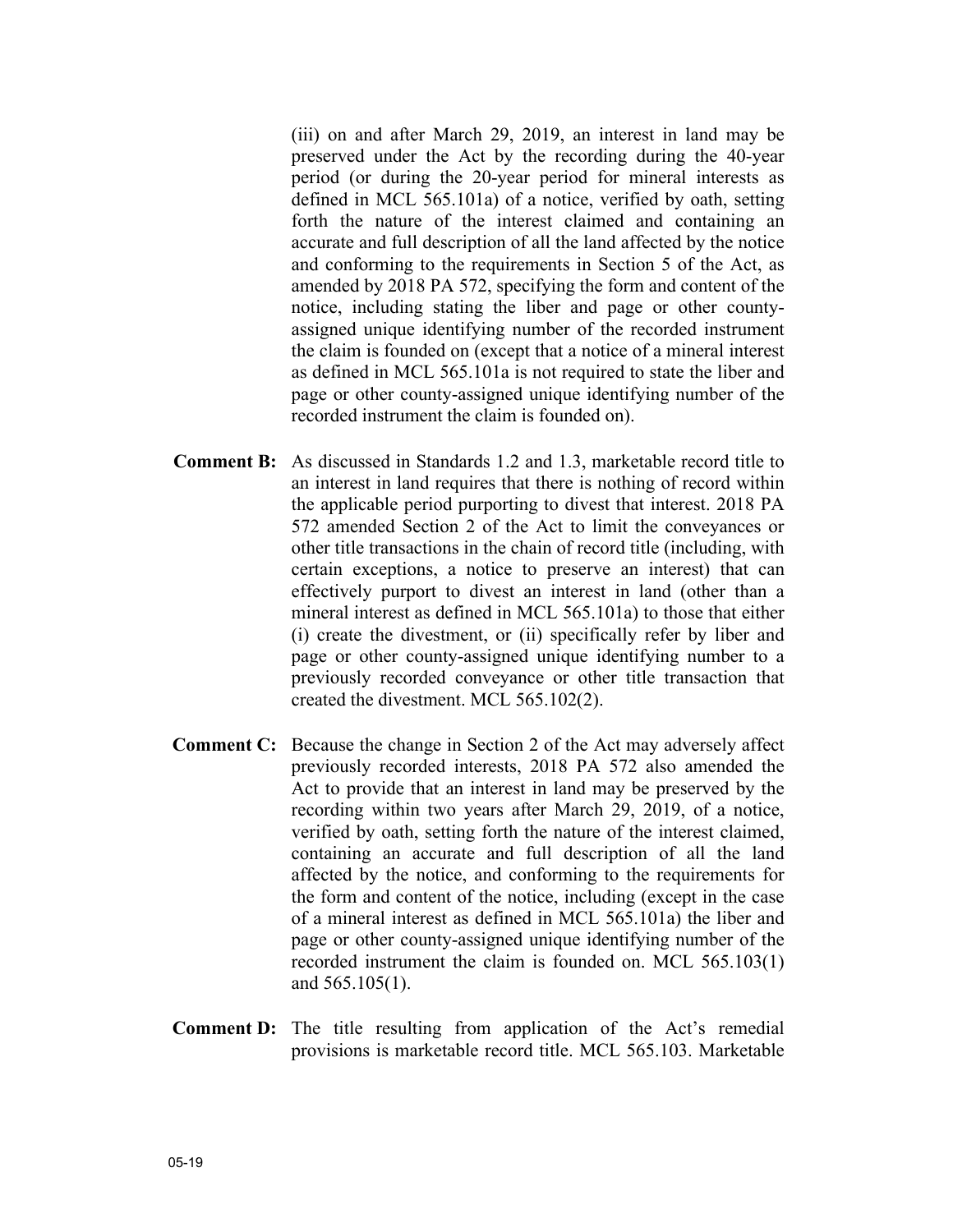(iii) on and after March 29, 2019, an interest in land may be preserved under the Act by the recording during the 40-year period (or during the 20-year period for mineral interests as defined in MCL 565.101a) of a notice, verified by oath, setting forth the nature of the interest claimed and containing an accurate and full description of all the land affected by the notice and conforming to the requirements in Section 5 of the Act, as amended by 2018 PA 572, specifying the form and content of the notice, including stating the liber and page or other county-assigned unique identifying number of the recorded instrument the claim is founded on (except that a notice of a mineral interest as defined in MCL 565.101a is not required to state the liber and page or other county-assigned unique identifying number of the recorded instrument the claim is founded on).

**Comment B:** As discussed in Standards 1.2 and 1.3, marketable record title to an interest in land requires that there is nothing of record within the applicable period purporting to divest that interest. 2018 PA 572 amended Section 2 of the Act to limit the conveyances or other title transactions in the chain of record title (including, with certain exceptions, a notice to preserve an interest) that can effectively purport to divest an interest in land (other than a mineral interest as defined in MCL 565.101a) to those that either (i) create the divestment, or (ii) specifically refer by liber and page or other county-assigned unique identifying number to a previously recorded conveyance or other title transaction that created the divestment. MCL 565.102(2).

**Comment C:** Because the change in Section 2 of the Act may adversely affect previously recorded interests, 2018 PA 572 also amended the Act to provide that an interest in land may be preserved by the recording within two years after March 29, 2019, of a notice, verified by oath, setting forth the nature of the interest claimed, containing an accurate and full description of all the land affected by the notice, and conforming to the requirements for the form and content of the notice, including (except in the case of a mineral interest as defined in MCL 565.101a) the liber and page or other county-assigned unique identifying number of the recorded instrument the claim is founded on. MCL 565.103(1) and 565.105(1).

**Comment D:** The title resulting from application of the Act's remedial provisions is marketable record title. MCL 565.103. Marketable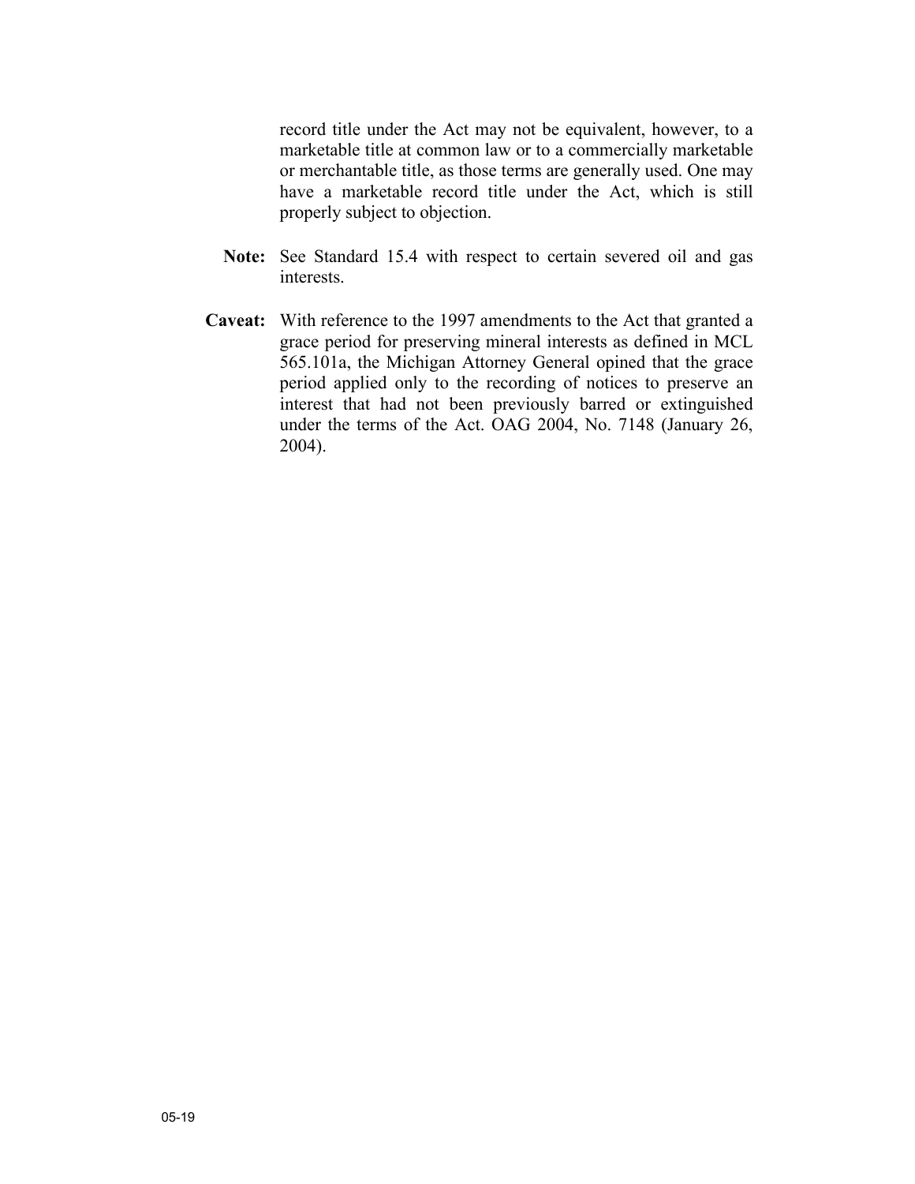record title under the Act may not be equivalent, however, to a marketable title at common law or to a commercially marketable or merchantable title, as those terms are generally used. One may have a marketable record title under the Act, which is still properly subject to objection.

**Note:** See Standard 15.4 with respect to certain severed oil and gas interests.

**Caveat:** With reference to the 1997 amendments to the Act that granted a grace period for preserving mineral interests as defined in MCL 565.101a, the Michigan Attorney General opined that the grace period applied only to the recording of notices to preserve an interest that had not been previously barred or extinguished under the terms of the Act. OAG 2004, No. 7148 (January 26, 2004).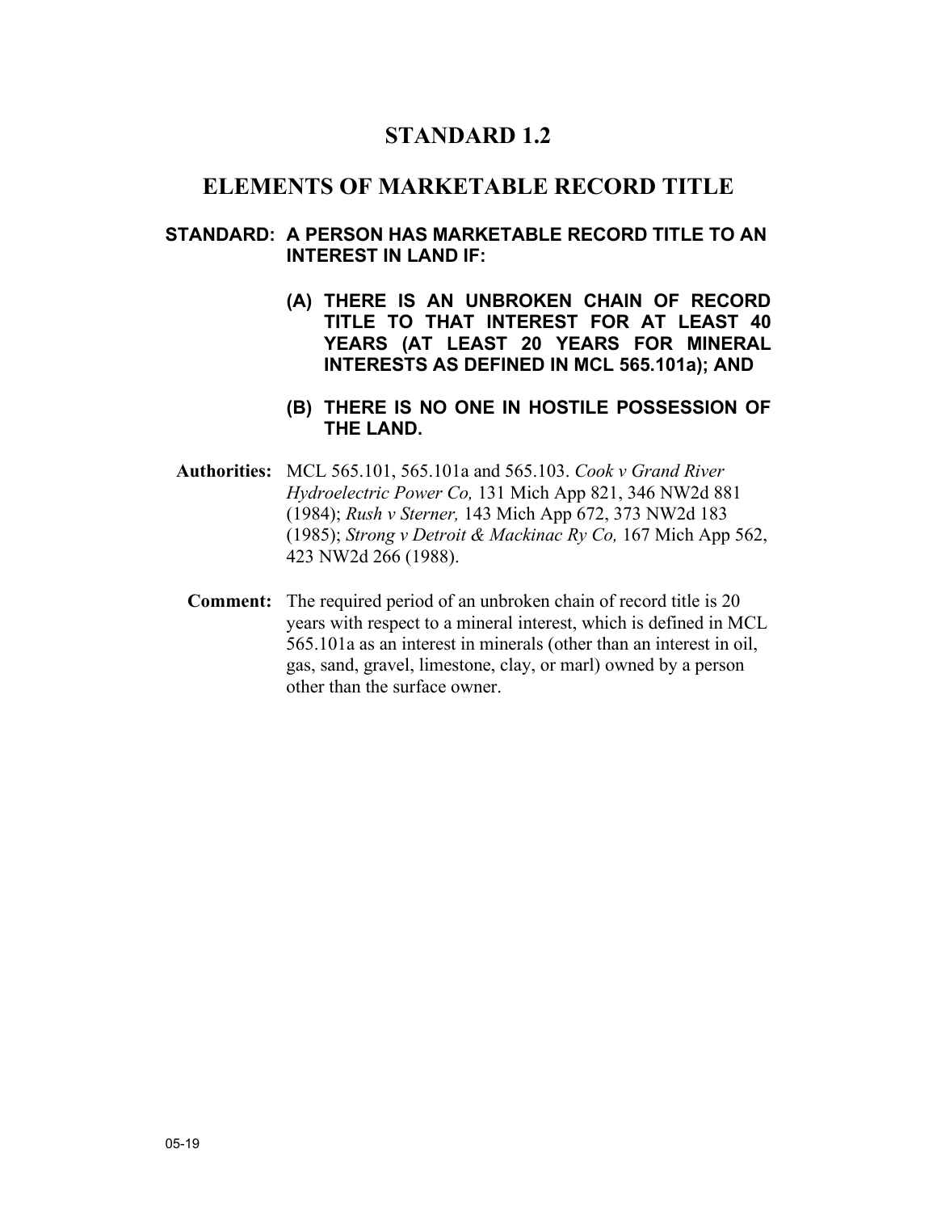# STANDARD 1.2

## ELEMENTS OF MARKETABLE RECORD TITLE

**STANDARD: A PERSON HAS MARKETABLE RECORD TITLE TO AN INTEREST IN LAND IF:**

**(A) THERE IS AN UNBROKEN CHAIN OF RECORD TITLE TO THAT INTEREST FOR AT LEAST 40 YEARS (AT LEAST 20 YEARS FOR MINERAL INTERESTS AS DEFINED IN MCL 565.101a); AND**

**(B) THERE IS NO ONE IN HOSTILE POSSESSION OF THE LAND.**

**Authorities:** MCL 565.101, 565.101a and 565.103. *Cook v Grand River Hydroelectric Power Co,* 131 Mich App 821, 346 NW2d 881 (1984); *Rush v Sterner,* 143 Mich App 672, 373 NW2d 183 (1985); *Strong v Detroit & Mackinac Ry Co,* 167 Mich App 562, 423 NW2d 266 (1988).

**Comment:** The required period of an unbroken chain of record title is 20 years with respect to a mineral interest, which is defined in MCL 565.101a as an interest in minerals (other than an interest in oil, gas, sand, gravel, limestone, clay, or marl) owned by a person other than the surface owner.

05-19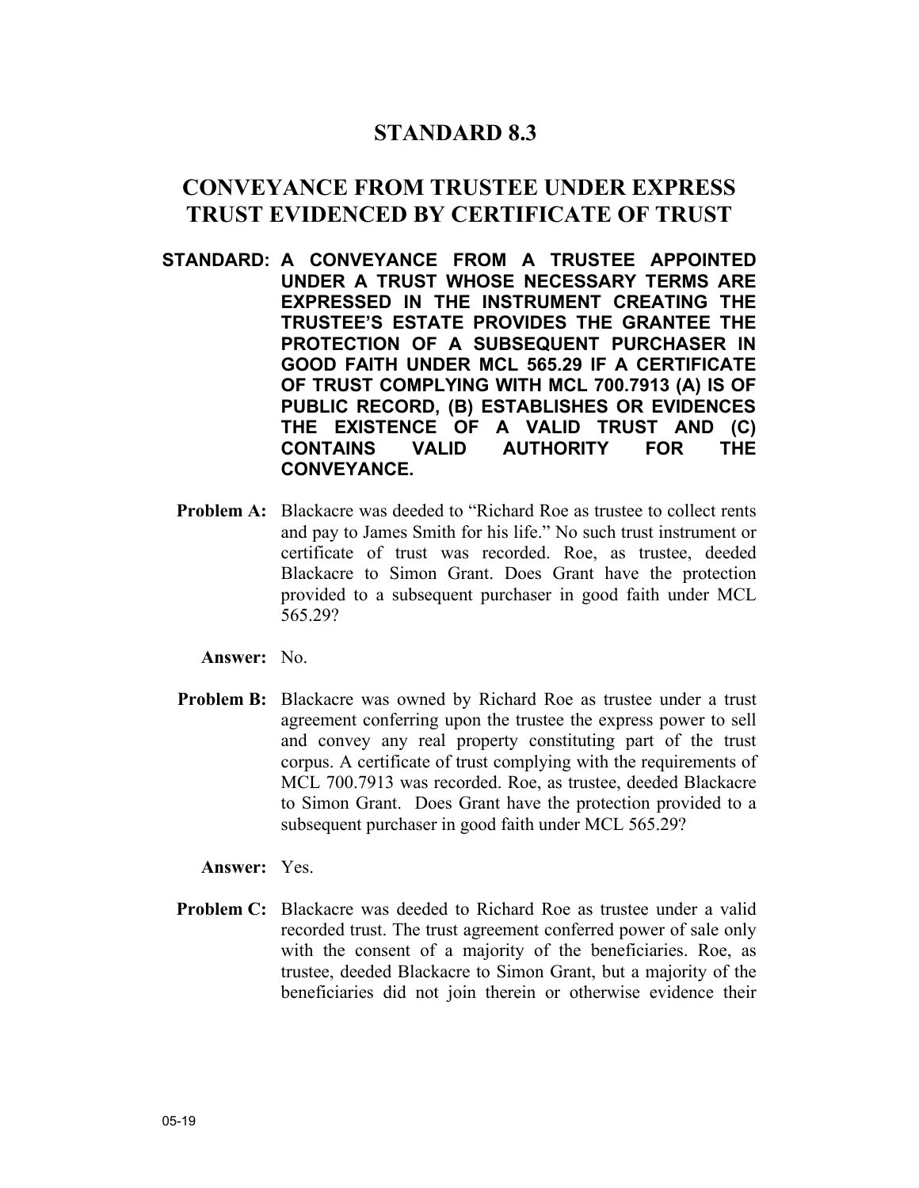# STANDARD 8.3

## CONVEYANCE FROM TRUSTEE UNDER EXPRESS TRUST EVIDENCED BY CERTIFICATE OF TRUST

**STANDARD: A CONVEYANCE FROM A TRUSTEE APPOINTED UNDER A TRUST WHOSE NECESSARY TERMS ARE EXPRESSED IN THE INSTRUMENT CREATING THE TRUSTEE'S ESTATE PROVIDES THE GRANTEE THE PROTECTION OF A SUBSEQUENT PURCHASER IN GOOD FAITH UNDER MCL 565.29 IF A CERTIFICATE OF TRUST COMPLYING WITH MCL 700.7913 (A) IS OF PUBLIC RECORD, (B) ESTABLISHES OR EVIDENCES THE EXISTENCE OF A VALID TRUST AND (C) CONTAINS VALID AUTHORITY FOR THE CONVEYANCE.**

**Problem A:** Blackacre was deeded to "Richard Roe as trustee to collect rents and pay to James Smith for his life." No such trust instrument or certificate of trust was recorded. Roe, as trustee, deeded Blackacre to Simon Grant. Does Grant have the protection provided to a subsequent purchaser in good faith under MCL 565.29?

**Answer:** No.

**Problem B:** Blackacre was owned by Richard Roe as trustee under a trust agreement conferring upon the trustee the express power to sell and convey any real property constituting part of the trust corpus. A certificate of trust complying with the requirements of MCL 700.7913 was recorded. Roe, as trustee, deeded Blackacre to Simon Grant. Does Grant have the protection provided to a subsequent purchaser in good faith under MCL 565.29?

**Answer:** Yes.

**Problem C:** Blackacre was deeded to Richard Roe as trustee under a valid recorded trust. The trust agreement conferred power of sale only with the consent of a majority of the beneficiaries. Roe, as trustee, deeded Blackacre to Simon Grant, but a majority of the beneficiaries did not join therein or otherwise evidence their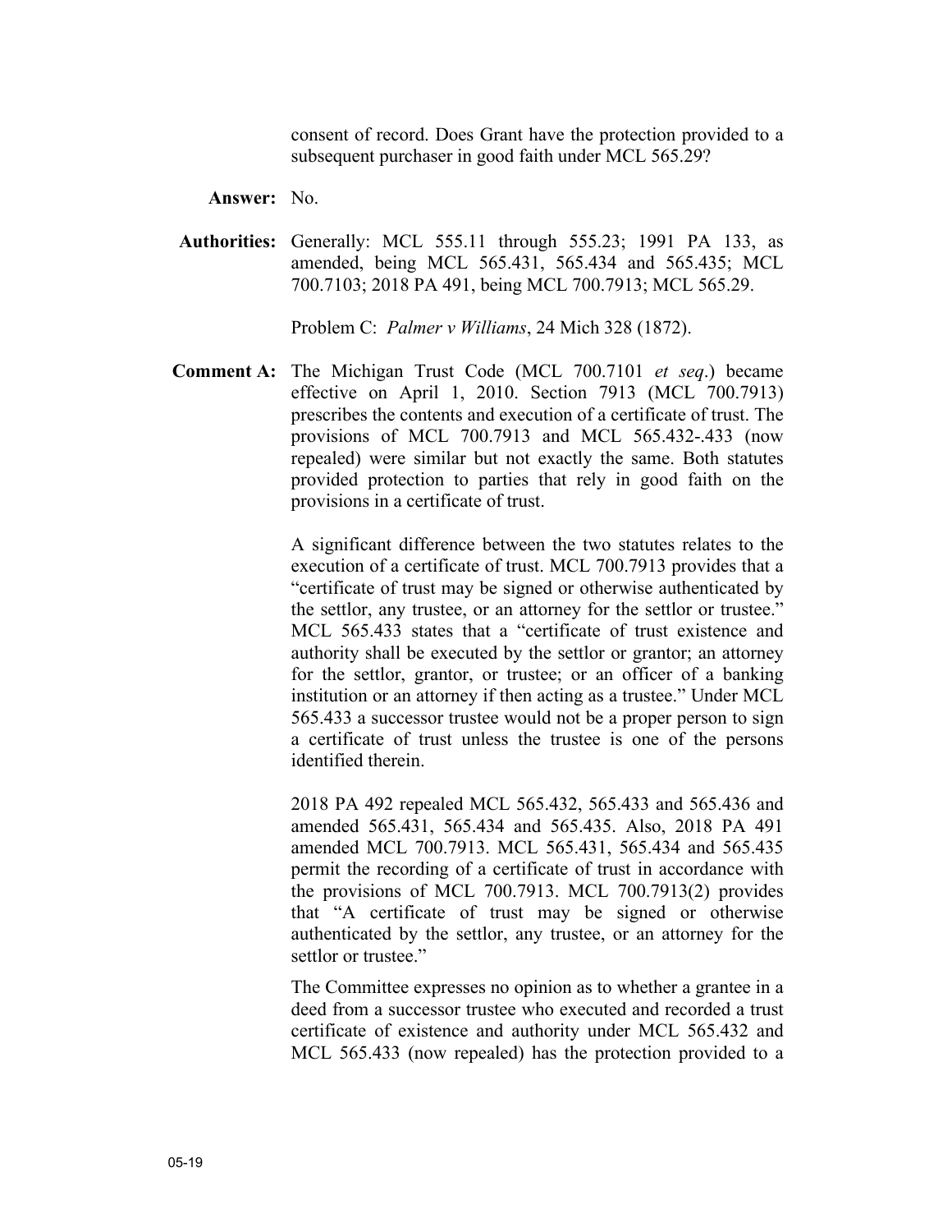consent of record. Does Grant have the protection provided to a subsequent purchaser in good faith under MCL 565.29?

**Answer:** No.

**Authorities:** Generally: MCL 555.11 through 555.23; 1991 PA 133, as amended, being MCL 565.431, 565.434 and 565.435; MCL 700.7103; 2018 PA 491, being MCL 700.7913; MCL 565.29.

Problem C: *Palmer v Williams*, 24 Mich 328 (1872).

**Comment A:** The Michigan Trust Code (MCL 700.7101 *et seq*.) became effective on April 1, 2010. Section 7913 (MCL 700.7913) prescribes the contents and execution of a certificate of trust. The provisions of MCL 700.7913 and MCL 565.432-.433 (now repealed) were similar but not exactly the same. Both statutes provided protection to parties that rely in good faith on the provisions in a certificate of trust.

A significant difference between the two statutes relates to the execution of a certificate of trust. MCL 700.7913 provides that a "certificate of trust may be signed or otherwise authenticated by the settlor, any trustee, or an attorney for the settlor or trustee." MCL 565.433 states that a "certificate of trust existence and authority shall be executed by the settlor or grantor; an attorney for the settlor, grantor, or trustee; or an officer of a banking institution or an attorney if then acting as a trustee." Under MCL 565.433 a successor trustee would not be a proper person to sign a certificate of trust unless the trustee is one of the persons identified therein.

2018 PA 492 repealed MCL 565.432, 565.433 and 565.436 and amended 565.431, 565.434 and 565.435. Also, 2018 PA 491 amended MCL 700.7913. MCL 565.431, 565.434 and 565.435 permit the recording of a certificate of trust in accordance with the provisions of MCL 700.7913. MCL 700.7913(2) provides that "A certificate of trust may be signed or otherwise authenticated by the settlor, any trustee, or an attorney for the settlor or trustee."

The Committee expresses no opinion as to whether a grantee in a deed from a successor trustee who executed and recorded a trust certificate of existence and authority under MCL 565.432 and MCL 565.433 (now repealed) has the protection provided to a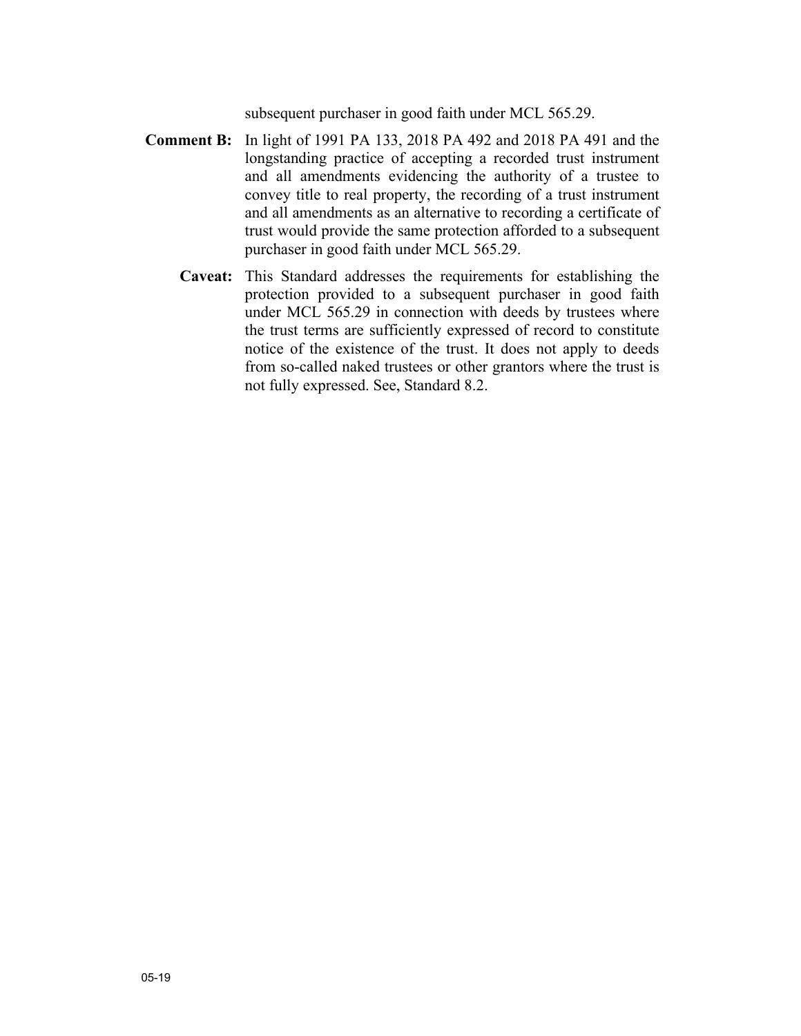subsequent purchaser in good faith under MCL 565.29.

**Comment B:** In light of 1991 PA 133, 2018 PA 492 and 2018 PA 491 and the longstanding practice of accepting a recorded trust instrument and all amendments evidencing the authority of a trustee to convey title to real property, the recording of a trust instrument and all amendments as an alternative to recording a certificate of trust would provide the same protection afforded to a subsequent purchaser in good faith under MCL 565.29.

**Caveat:** This Standard addresses the requirements for establishing the protection provided to a subsequent purchaser in good faith under MCL 565.29 in connection with deeds by trustees where the trust terms are sufficiently expressed of record to constitute notice of the existence of the trust. It does not apply to deeds from so-called naked trustees or other grantors where the trust is not fully expressed. See, Standard 8.2.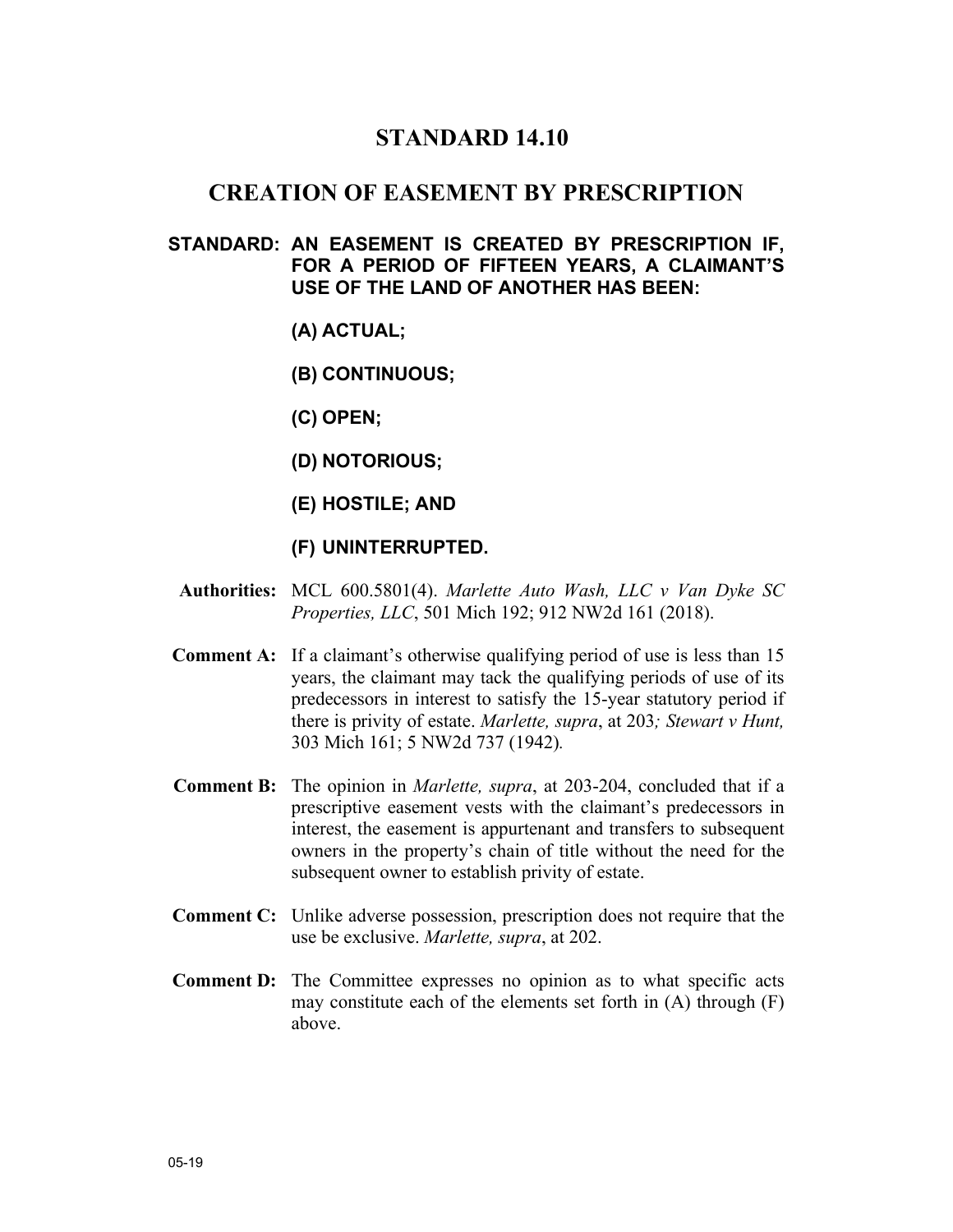# STANDARD 14.10

## CREATION OF EASEMENT BY PRESCRIPTION

**STANDARD: AN EASEMENT IS CREATED BY PRESCRIPTION IF, FOR A PERIOD OF FIFTEEN YEARS, A CLAIMANT'S USE OF THE LAND OF ANOTHER HAS BEEN:**

**(A) ACTUAL;**

**(B) CONTINUOUS;**

**(C) OPEN;**

**(D) NOTORIOUS;**

**(E) HOSTILE; AND**

**(F) UNINTERRUPTED.**

**Authorities:** MCL 600.5801(4). *Marlette Auto Wash, LLC v Van Dyke SC Properties, LLC*, 501 Mich 192; 912 NW2d 161 (2018).

**Comment A:** If a claimant's otherwise qualifying period of use is less than 15 years, the claimant may tack the qualifying periods of use of its predecessors in interest to satisfy the 15-year statutory period if there is privity of estate. *Marlette, supra*, at 203*; Stewart v Hunt,* 303 Mich 161; 5 NW2d 737 (1942)*.*

**Comment B:** The opinion in *Marlette, supra*, at 203-204, concluded that if a prescriptive easement vests with the claimant's predecessors in interest, the easement is appurtenant and transfers to subsequent owners in the property's chain of title without the need for the subsequent owner to establish privity of estate.

**Comment C:** Unlike adverse possession, prescription does not require that the use be exclusive. *Marlette, supra*, at 202.

**Comment D:** The Committee expresses no opinion as to what specific acts may constitute each of the elements set forth in (A) through (F) above.

05-19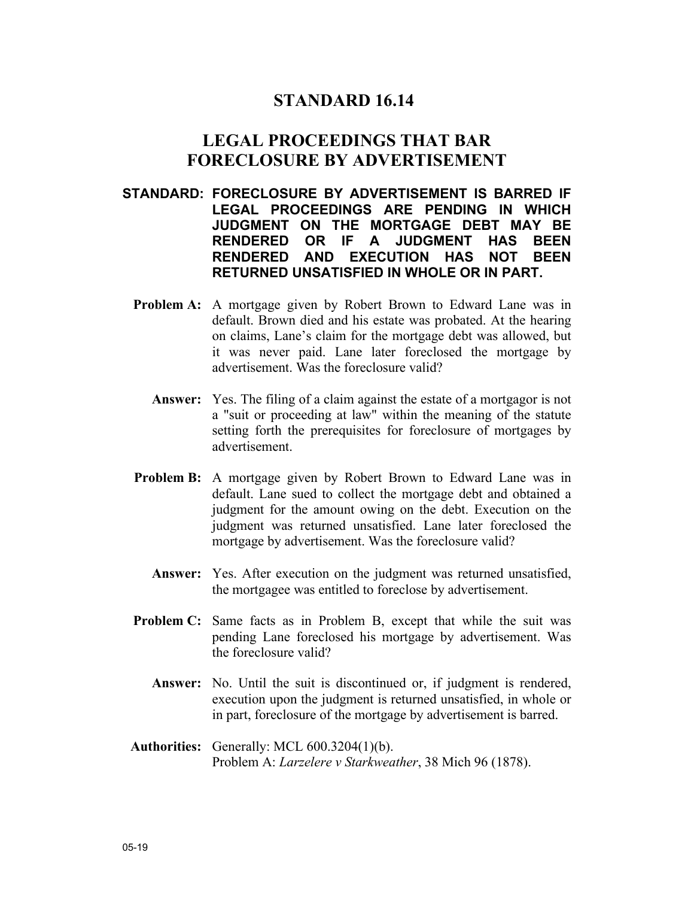# STANDARD 16.14

## LEGAL PROCEEDINGS THAT BAR FORECLOSURE BY ADVERTISEMENT

**STANDARD: FORECLOSURE BY ADVERTISEMENT IS BARRED IF LEGAL PROCEEDINGS ARE PENDING IN WHICH JUDGMENT ON THE MORTGAGE DEBT MAY BE RENDERED OR IF A JUDGMENT HAS BEEN RENDERED AND EXECUTION HAS NOT BEEN RETURNED UNSATISFIED IN WHOLE OR IN PART.**

**Problem A:** A mortgage given by Robert Brown to Edward Lane was in default. Brown died and his estate was probated. At the hearing on claims, Lane's claim for the mortgage debt was allowed, but it was never paid. Lane later foreclosed the mortgage by advertisement. Was the foreclosure valid?

**Answer:** Yes. The filing of a claim against the estate of a mortgagor is not a "suit or proceeding at law" within the meaning of the statute setting forth the prerequisites for foreclosure of mortgages by advertisement.

**Problem B:** A mortgage given by Robert Brown to Edward Lane was in default. Lane sued to collect the mortgage debt and obtained a judgment for the amount owing on the debt. Execution on the judgment was returned unsatisfied. Lane later foreclosed the mortgage by advertisement. Was the foreclosure valid?

**Answer:** Yes. After execution on the judgment was returned unsatisfied, the mortgagee was entitled to foreclose by advertisement.

**Problem C:** Same facts as in Problem B, except that while the suit was pending Lane foreclosed his mortgage by advertisement. Was the foreclosure valid?

**Answer:** No. Until the suit is discontinued or, if judgment is rendered, execution upon the judgment is returned unsatisfied, in whole or in part, foreclosure of the mortgage by advertisement is barred.

**Authorities:** Generally: MCL 600.3204(1)(b).
Problem A: *Larzelere v Starkweather*, 38 Mich 96 (1878).

05-19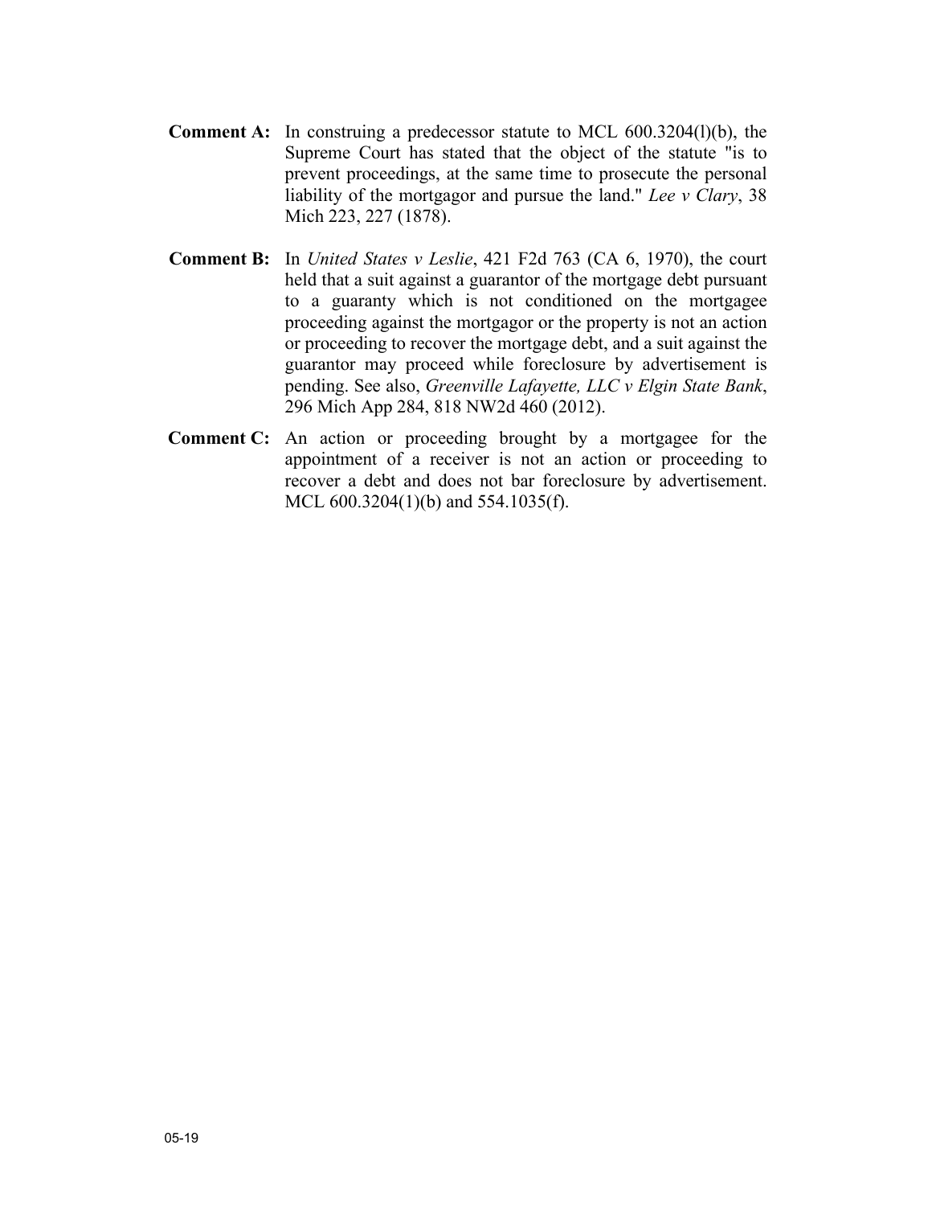**Comment A:** In construing a predecessor statute to MCL 600.3204(l)(b), the Supreme Court has stated that the object of the statute "is to prevent proceedings, at the same time to prosecute the personal liability of the mortgagor and pursue the land." *Lee v Clary*, 38 Mich 223, 227 (1878).

**Comment B:** In *United States v Leslie*, 421 F2d 763 (CA 6, 1970), the court held that a suit against a guarantor of the mortgage debt pursuant to a guaranty which is not conditioned on the mortgagee proceeding against the mortgagor or the property is not an action or proceeding to recover the mortgage debt, and a suit against the guarantor may proceed while foreclosure by advertisement is pending. See also, *Greenville Lafayette, LLC v Elgin State Bank*, 296 Mich App 284, 818 NW2d 460 (2012).

**Comment C:** An action or proceeding brought by a mortgagee for the appointment of a receiver is not an action or proceeding to recover a debt and does not bar foreclosure by advertisement. MCL 600.3204(1)(b) and 554.1035(f).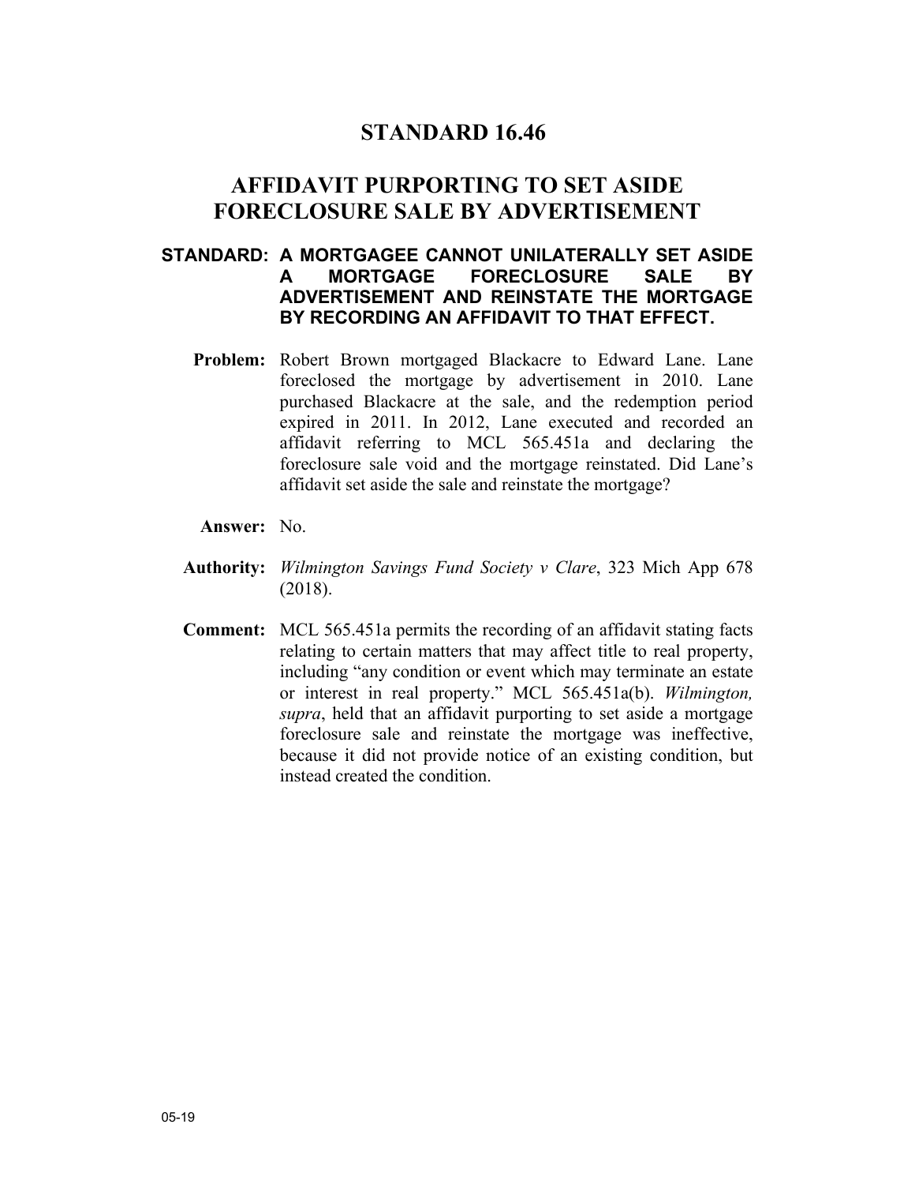# STANDARD 16.46

## AFFIDAVIT PURPORTING TO SET ASIDE FORECLOSURE SALE BY ADVERTISEMENT

**STANDARD: A MORTGAGEE CANNOT UNILATERALLY SET ASIDE A MORTGAGE FORECLOSURE SALE BY ADVERTISEMENT AND REINSTATE THE MORTGAGE BY RECORDING AN AFFIDAVIT TO THAT EFFECT.**

**Problem:** Robert Brown mortgaged Blackacre to Edward Lane. Lane foreclosed the mortgage by advertisement in 2010. Lane purchased Blackacre at the sale, and the redemption period expired in 2011. In 2012, Lane executed and recorded an affidavit referring to MCL 565.451a and declaring the foreclosure sale void and the mortgage reinstated. Did Lane's affidavit set aside the sale and reinstate the mortgage?

**Answer:** No.

**Authority:** *Wilmington Savings Fund Society v Clare*, 323 Mich App 678 (2018).

**Comment:** MCL 565.451a permits the recording of an affidavit stating facts relating to certain matters that may affect title to real property, including "any condition or event which may terminate an estate or interest in real property." MCL 565.451a(b). *Wilmington, supra*, held that an affidavit purporting to set aside a mortgage foreclosure sale and reinstate the mortgage was ineffective, because it did not provide notice of an existing condition, but instead created the condition.

05-19